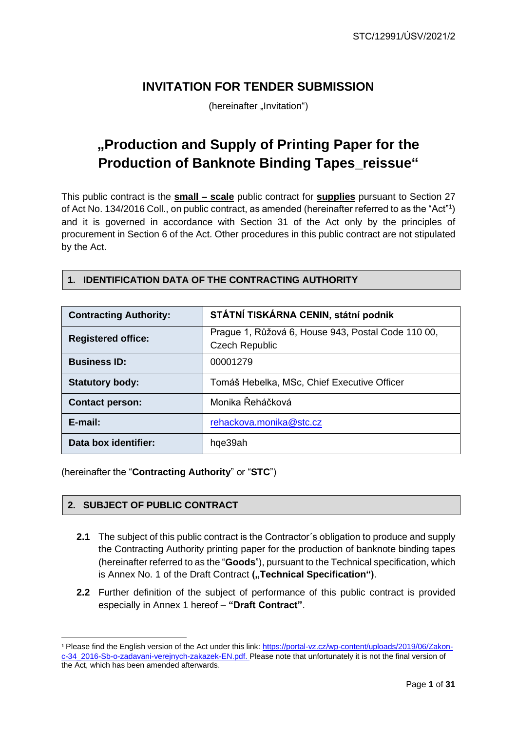STC/12991/ÚSV/2021/2

# INVITATION FOR TENDER SUBMISSION

(hereinafter „Invitation")

# „Production and Supply of Printing Paper for the Production of Banknote Binding Tapes_reissue"

This public contract is the **small – scale** public contract for **supplies** pursuant to Section 27 of Act No. 134/2016 Coll., on public contract, as amended (hereinafter referred to as the "Act"[1]) and it is governed in accordance with Section 31 of the Act only by the principles of procurement in Section 6 of the Act. Other procedures in this public contract are not stipulated by the Act.

## 1. IDENTIFICATION DATA OF THE CONTRACTING AUTHORITY

| **Contracting Authority:** | **STÁTNÍ TISKÁRNA CENIN, státní podnik** |
|---|---|
| **Registered office:** | Prague 1, Růžová 6, House 943, Postal Code 110 00, Czech Republic |
| **Business ID:** | 00001279 |
| **Statutory body:** | Tomáš Hebelka, MSc, Chief Executive Officer |
| **Contact person:** | Monika Řeháčková |
| **E-mail:** | rehackova.monika@stc.cz |
| **Data box identifier:** | hqe39ah |

(hereinafter the "**Contracting Authority**" or "**STC**")

## 2. SUBJECT OF PUBLIC CONTRACT

**2.1** The subject of this public contract is the Contractor´s obligation to produce and supply the Contracting Authority printing paper for the production of banknote binding tapes (hereinafter referred to as the "**Goods**"), pursuant to the Technical specification, which is Annex No. 1 of the Draft Contract **(„Technical Specification")**.

**2.2** Further definition of the subject of performance of this public contract is provided especially in Annex 1 hereof – **"Draft Contract"**.

[1] Please find the English version of the Act under this link: https://portal-vz.cz/wp-content/uploads/2019/06/Zakon-c-34_2016-Sb-o-zadavani-verejnych-zakazek-EN.pdf. Please note that unfortunately it is not the final version of the Act, which has been amended afterwards.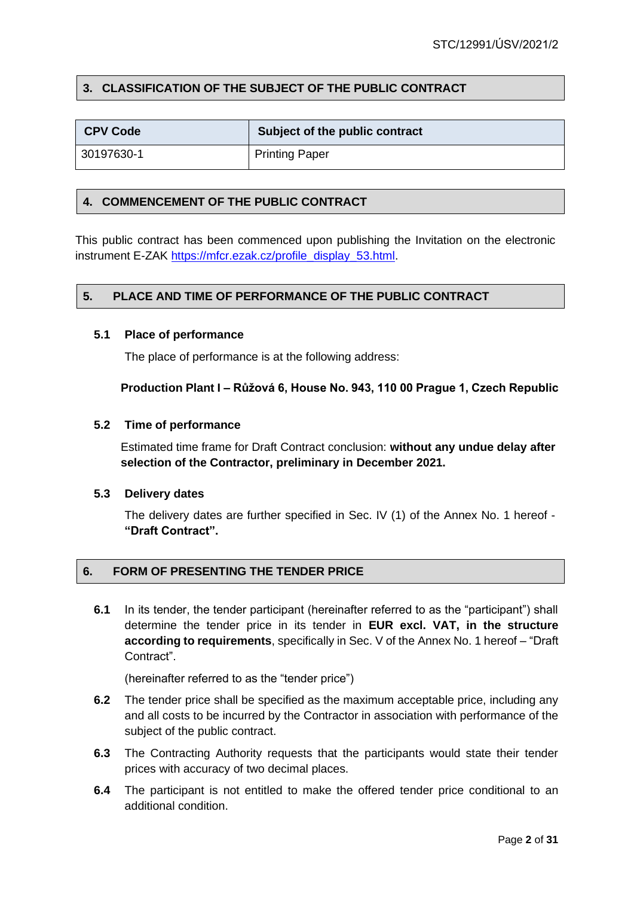## 3. CLASSIFICATION OF THE SUBJECT OF THE PUBLIC CONTRACT

| CPV Code | Subject of the public contract |
| --- | --- |
| 30197630-1 | Printing Paper |

## 4. COMMENCEMENT OF THE PUBLIC CONTRACT

This public contract has been commenced upon publishing the Invitation on the electronic instrument E-ZAK https://mfcr.ezak.cz/profile_display_53.html.

## 5. PLACE AND TIME OF PERFORMANCE OF THE PUBLIC CONTRACT

### 5.1 Place of performance

The place of performance is at the following address:

**Production Plant I – Růžová 6, House No. 943, 110 00 Prague 1, Czech Republic**

### 5.2 Time of performance

Estimated time frame for Draft Contract conclusion: **without any undue delay after selection of the Contractor, preliminary in December 2021.**

### 5.3 Delivery dates

The delivery dates are further specified in Sec. IV (1) of the Annex No. 1 hereof - **"Draft Contract".**

## 6. FORM OF PRESENTING THE TENDER PRICE

**6.1** In its tender, the tender participant (hereinafter referred to as the "participant") shall determine the tender price in its tender in **EUR excl. VAT, in the structure according to requirements**, specifically in Sec. V of the Annex No. 1 hereof – "Draft Contract".

(hereinafter referred to as the "tender price")

**6.2** The tender price shall be specified as the maximum acceptable price, including any and all costs to be incurred by the Contractor in association with performance of the subject of the public contract.

**6.3** The Contracting Authority requests that the participants would state their tender prices with accuracy of two decimal places.

**6.4** The participant is not entitled to make the offered tender price conditional to an additional condition.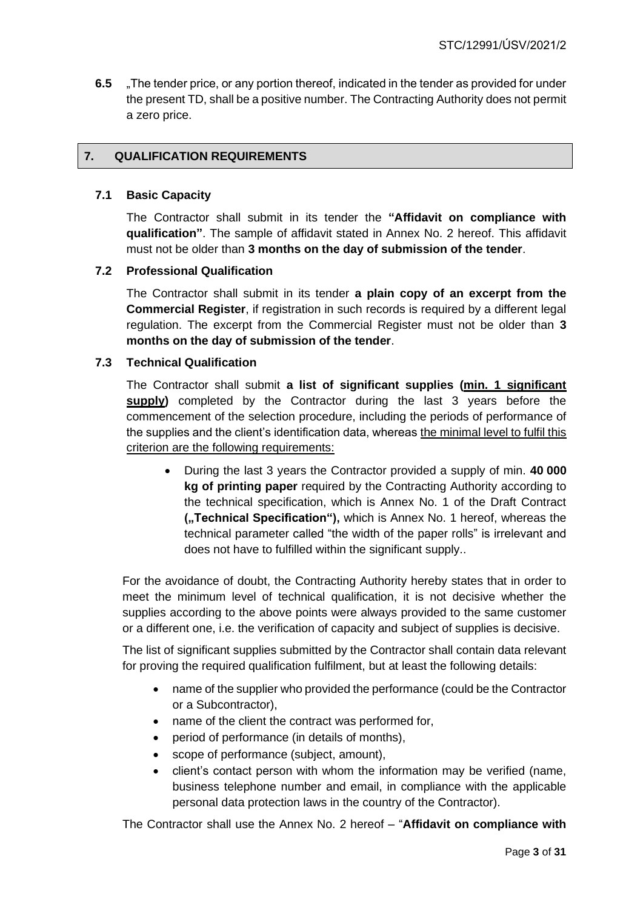**6.5** „The tender price, or any portion thereof, indicated in the tender as provided for under the present TD, shall be a positive number. The Contracting Authority does not permit a zero price.

## 7. QUALIFICATION REQUIREMENTS

### 7.1 Basic Capacity

The Contractor shall submit in its tender the **"Affidavit on compliance with qualification"**. The sample of affidavit stated in Annex No. 2 hereof. This affidavit must not be older than **3 months on the day of submission of the tender**.

### 7.2 Professional Qualification

The Contractor shall submit in its tender **a plain copy of an excerpt from the Commercial Register**, if registration in such records is required by a different legal regulation. The excerpt from the Commercial Register must not be older than **3 months on the day of submission of the tender**.

### 7.3 Technical Qualification

The Contractor shall submit **a list of significant supplies (<u>min. 1 significant supply</u>)** completed by the Contractor during the last 3 years before the commencement of the selection procedure, including the periods of performance of the supplies and the client's identification data, whereas <u>the minimal level to fulfil this criterion are the following requirements:</u>

- During the last 3 years the Contractor provided a supply of min. **40 000 kg of printing paper** required by the Contracting Authority according to the technical specification, which is Annex No. 1 of the Draft Contract **(„Technical Specification"),** which is Annex No. 1 hereof, whereas the technical parameter called "the width of the paper rolls" is irrelevant and does not have to fulfilled within the significant supply..

For the avoidance of doubt, the Contracting Authority hereby states that in order to meet the minimum level of technical qualification, it is not decisive whether the supplies according to the above points were always provided to the same customer or a different one, i.e. the verification of capacity and subject of supplies is decisive.

The list of significant supplies submitted by the Contractor shall contain data relevant for proving the required qualification fulfilment, but at least the following details:

- name of the supplier who provided the performance (could be the Contractor or a Subcontractor),
- name of the client the contract was performed for,
- period of performance (in details of months),
- scope of performance (subject, amount),
- client's contact person with whom the information may be verified (name, business telephone number and email, in compliance with the applicable personal data protection laws in the country of the Contractor).

The Contractor shall use the Annex No. 2 hereof – "**Affidavit on compliance with**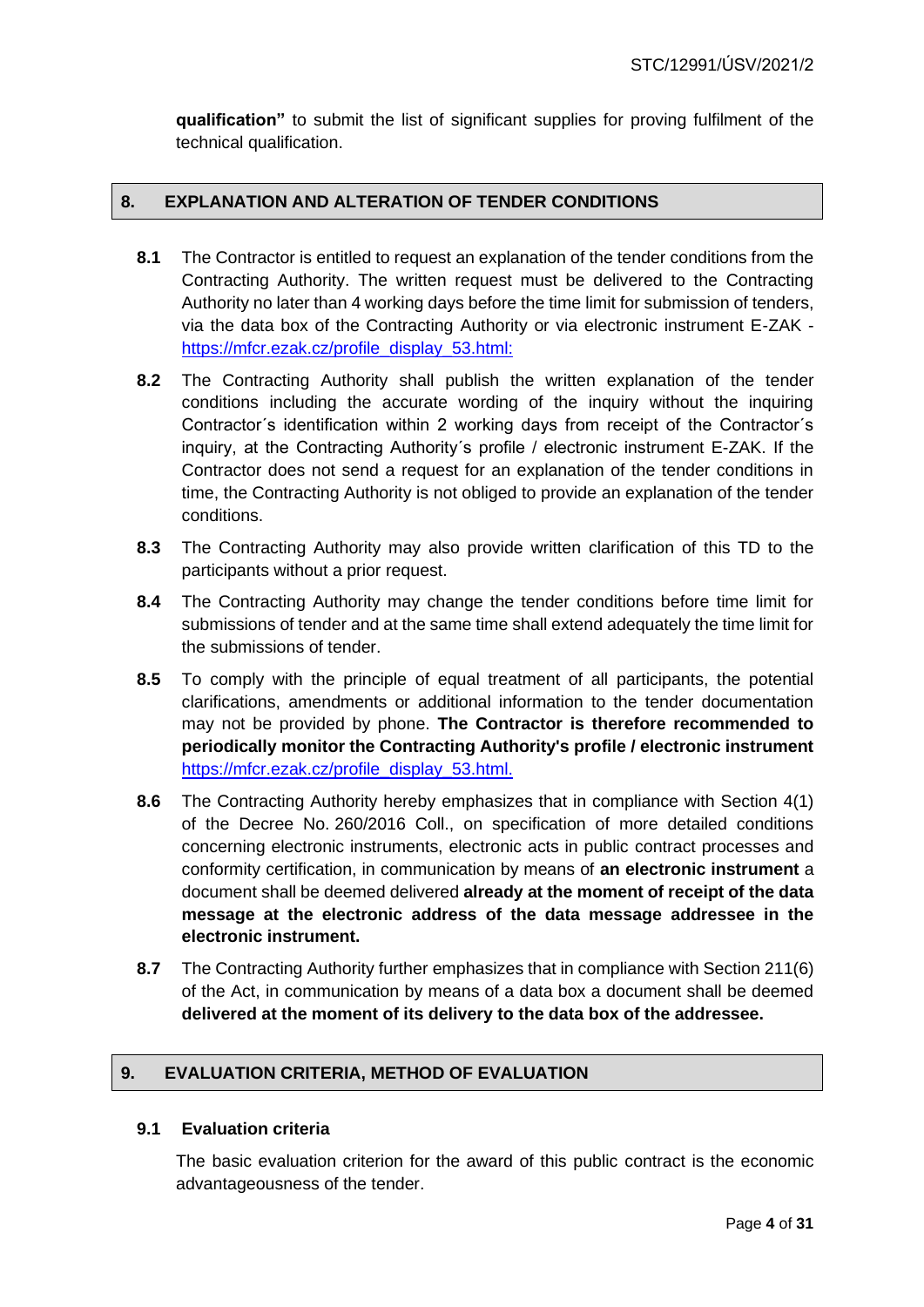**qualification"** to submit the list of significant supplies for proving fulfilment of the technical qualification.

## 8. EXPLANATION AND ALTERATION OF TENDER CONDITIONS

**8.1** The Contractor is entitled to request an explanation of the tender conditions from the Contracting Authority. The written request must be delivered to the Contracting Authority no later than 4 working days before the time limit for submission of tenders, via the data box of the Contracting Authority or via electronic instrument E-ZAK - https://mfcr.ezak.cz/profile_display_53.html:

**8.2** The Contracting Authority shall publish the written explanation of the tender conditions including the accurate wording of the inquiry without the inquiring Contractor´s identification within 2 working days from receipt of the Contractor´s inquiry, at the Contracting Authority´s profile / electronic instrument E-ZAK. If the Contractor does not send a request for an explanation of the tender conditions in time, the Contracting Authority is not obliged to provide an explanation of the tender conditions.

**8.3** The Contracting Authority may also provide written clarification of this TD to the participants without a prior request.

**8.4** The Contracting Authority may change the tender conditions before time limit for submissions of tender and at the same time shall extend adequately the time limit for the submissions of tender.

**8.5** To comply with the principle of equal treatment of all participants, the potential clarifications, amendments or additional information to the tender documentation may not be provided by phone. **The Contractor is therefore recommended to periodically monitor the Contracting Authority's profile / electronic instrument** https://mfcr.ezak.cz/profile_display_53.html.

**8.6** The Contracting Authority hereby emphasizes that in compliance with Section 4(1) of the Decree No. 260/2016 Coll., on specification of more detailed conditions concerning electronic instruments, electronic acts in public contract processes and conformity certification, in communication by means of **an electronic instrument** a document shall be deemed delivered **already at the moment of receipt of the data message at the electronic address of the data message addressee in the electronic instrument.**

**8.7** The Contracting Authority further emphasizes that in compliance with Section 211(6) of the Act, in communication by means of a data box a document shall be deemed **delivered at the moment of its delivery to the data box of the addressee.**

## 9. EVALUATION CRITERIA, METHOD OF EVALUATION

### 9.1 Evaluation criteria

The basic evaluation criterion for the award of this public contract is the economic advantageousness of the tender.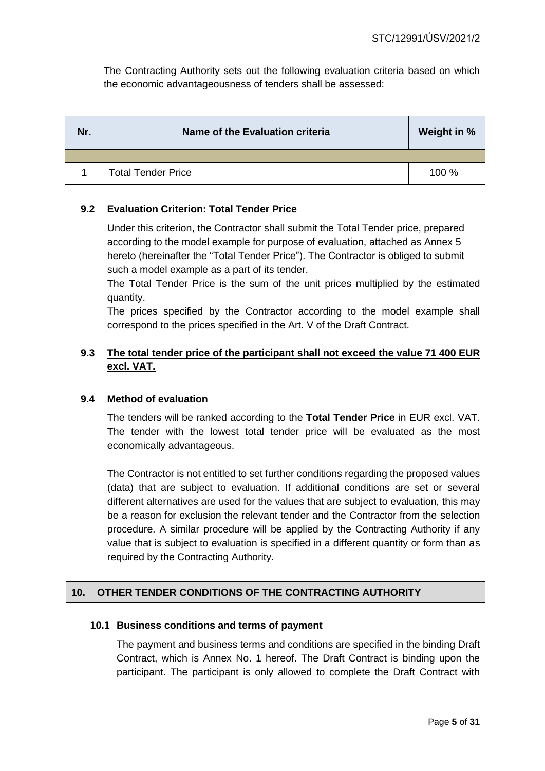The Contracting Authority sets out the following evaluation criteria based on which the economic advantageousness of tenders shall be assessed:

| Nr. | Name of the Evaluation criteria | Weight in % |
|---|---|---|
| | | |
| 1 | Total Tender Price | 100 % |

### 9.2 Evaluation Criterion: Total Tender Price

Under this criterion, the Contractor shall submit the Total Tender price, prepared according to the model example for purpose of evaluation, attached as Annex 5 hereto (hereinafter the "Total Tender Price"). The Contractor is obliged to submit such a model example as a part of its tender.

The Total Tender Price is the sum of the unit prices multiplied by the estimated quantity.

The prices specified by the Contractor according to the model example shall correspond to the prices specified in the Art. V of the Draft Contract.

### 9.3 <u>The total tender price of the participant shall not exceed the value 71 400 EUR excl. VAT.</u>

### 9.4 Method of evaluation

The tenders will be ranked according to the **Total Tender Price** in EUR excl. VAT. The tender with the lowest total tender price will be evaluated as the most economically advantageous.

The Contractor is not entitled to set further conditions regarding the proposed values (data) that are subject to evaluation. If additional conditions are set or several different alternatives are used for the values that are subject to evaluation, this may be a reason for exclusion the relevant tender and the Contractor from the selection procedure. A similar procedure will be applied by the Contracting Authority if any value that is subject to evaluation is specified in a different quantity or form than as required by the Contracting Authority.

## 10. OTHER TENDER CONDITIONS OF THE CONTRACTING AUTHORITY

### 10.1 Business conditions and terms of payment

The payment and business terms and conditions are specified in the binding Draft Contract, which is Annex No. 1 hereof. The Draft Contract is binding upon the participant. The participant is only allowed to complete the Draft Contract with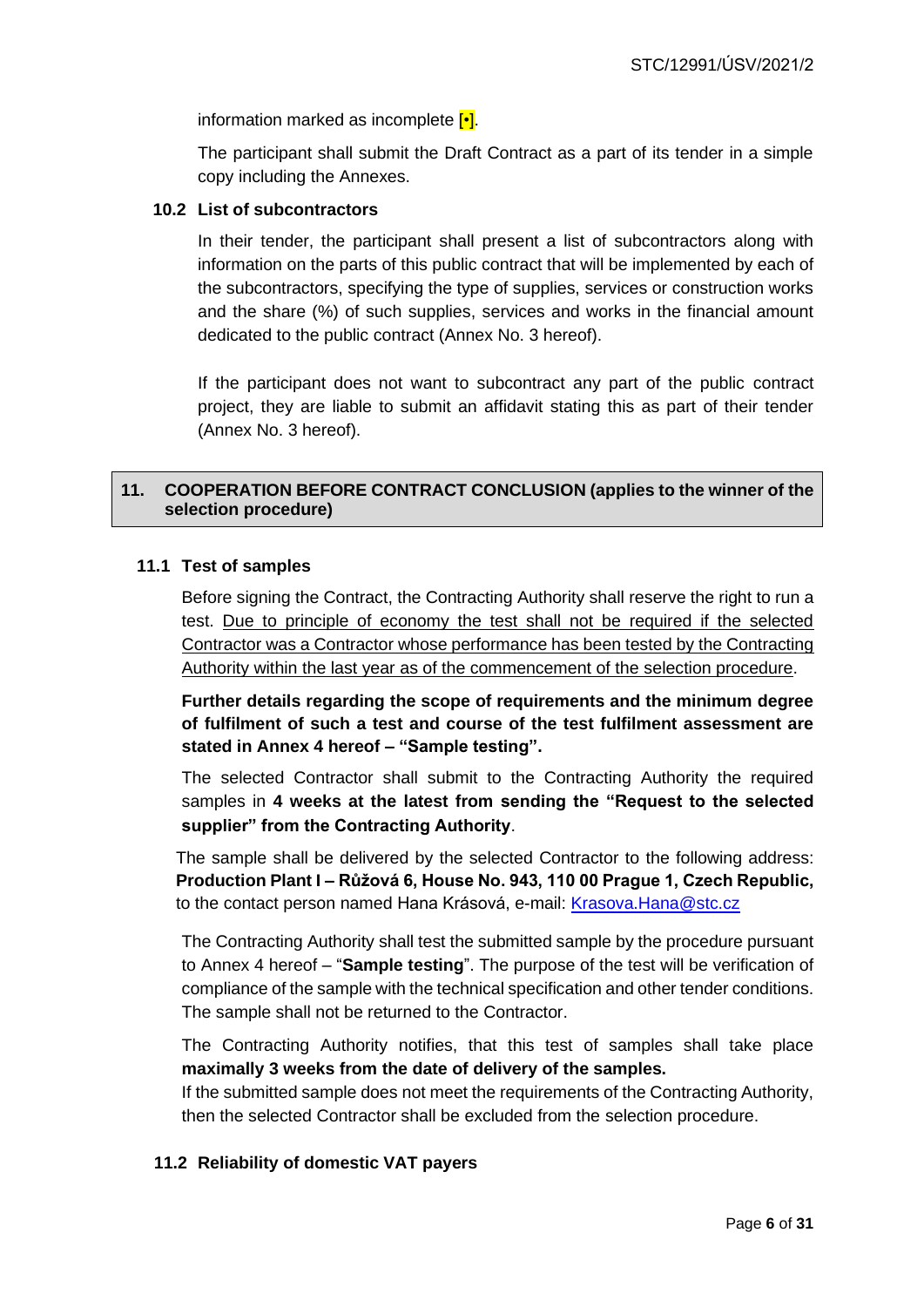information marked as incomplete [•].

The participant shall submit the Draft Contract as a part of its tender in a simple copy including the Annexes.

### 10.2 List of subcontractors

In their tender, the participant shall present a list of subcontractors along with information on the parts of this public contract that will be implemented by each of the subcontractors, specifying the type of supplies, services or construction works and the share (%) of such supplies, services and works in the financial amount dedicated to the public contract (Annex No. 3 hereof).

If the participant does not want to subcontract any part of the public contract project, they are liable to submit an affidavit stating this as part of their tender (Annex No. 3 hereof).

## 11. COOPERATION BEFORE CONTRACT CONCLUSION (applies to the winner of the selection procedure)

### 11.1 Test of samples

Before signing the Contract, the Contracting Authority shall reserve the right to run a test. Due to principle of economy the test shall not be required if the selected Contractor was a Contractor whose performance has been tested by the Contracting Authority within the last year as of the commencement of the selection procedure.

**Further details regarding the scope of requirements and the minimum degree of fulfilment of such a test and course of the test fulfilment assessment are stated in Annex 4 hereof – "Sample testing".**

The selected Contractor shall submit to the Contracting Authority the required samples in **4 weeks at the latest from sending the "Request to the selected supplier" from the Contracting Authority**.

The sample shall be delivered by the selected Contractor to the following address: **Production Plant I – Růžová 6, House No. 943, 110 00 Prague 1, Czech Republic,** to the contact person named Hana Krásová, e-mail: Krasova.Hana@stc.cz

The Contracting Authority shall test the submitted sample by the procedure pursuant to Annex 4 hereof – "**Sample testing**". The purpose of the test will be verification of compliance of the sample with the technical specification and other tender conditions. The sample shall not be returned to the Contractor.

The Contracting Authority notifies, that this test of samples shall take place **maximally 3 weeks from the date of delivery of the samples.**

If the submitted sample does not meet the requirements of the Contracting Authority, then the selected Contractor shall be excluded from the selection procedure.

### 11.2 Reliability of domestic VAT payers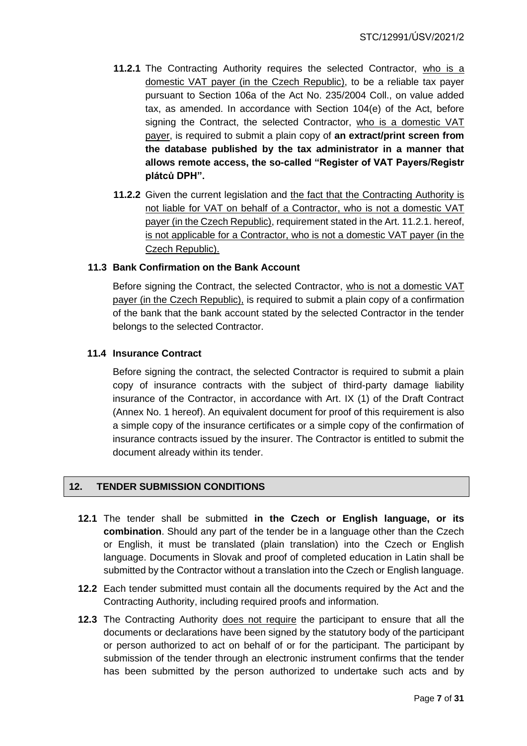**11.2.1** The Contracting Authority requires the selected Contractor, who is a domestic VAT payer (in the Czech Republic), to be a reliable tax payer pursuant to Section 106a of the Act No. 235/2004 Coll., on value added tax, as amended. In accordance with Section 104(e) of the Act, before signing the Contract, the selected Contractor, who is a domestic VAT payer, is required to submit a plain copy of **an extract/print screen from the database published by the tax administrator in a manner that allows remote access, the so-called "Register of VAT Payers/Registr plátců DPH".**

**11.2.2** Given the current legislation and the fact that the Contracting Authority is not liable for VAT on behalf of a Contractor, who is not a domestic VAT payer (in the Czech Republic), requirement stated in the Art. 11.2.1. hereof, is not applicable for a Contractor, who is not a domestic VAT payer (in the Czech Republic).

### 11.3 Bank Confirmation on the Bank Account

Before signing the Contract, the selected Contractor, who is not a domestic VAT payer (in the Czech Republic), is required to submit a plain copy of a confirmation of the bank that the bank account stated by the selected Contractor in the tender belongs to the selected Contractor.

### 11.4 Insurance Contract

Before signing the contract, the selected Contractor is required to submit a plain copy of insurance contracts with the subject of third-party damage liability insurance of the Contractor, in accordance with Art. IX (1) of the Draft Contract (Annex No. 1 hereof). An equivalent document for proof of this requirement is also a simple copy of the insurance certificates or a simple copy of the confirmation of insurance contracts issued by the insurer. The Contractor is entitled to submit the document already within its tender.

## 12. TENDER SUBMISSION CONDITIONS

**12.1** The tender shall be submitted **in the Czech or English language, or its combination**. Should any part of the tender be in a language other than the Czech or English, it must be translated (plain translation) into the Czech or English language. Documents in Slovak and proof of completed education in Latin shall be submitted by the Contractor without a translation into the Czech or English language.

**12.2** Each tender submitted must contain all the documents required by the Act and the Contracting Authority, including required proofs and information.

**12.3** The Contracting Authority does not require the participant to ensure that all the documents or declarations have been signed by the statutory body of the participant or person authorized to act on behalf of or for the participant. The participant by submission of the tender through an electronic instrument confirms that the tender has been submitted by the person authorized to undertake such acts and by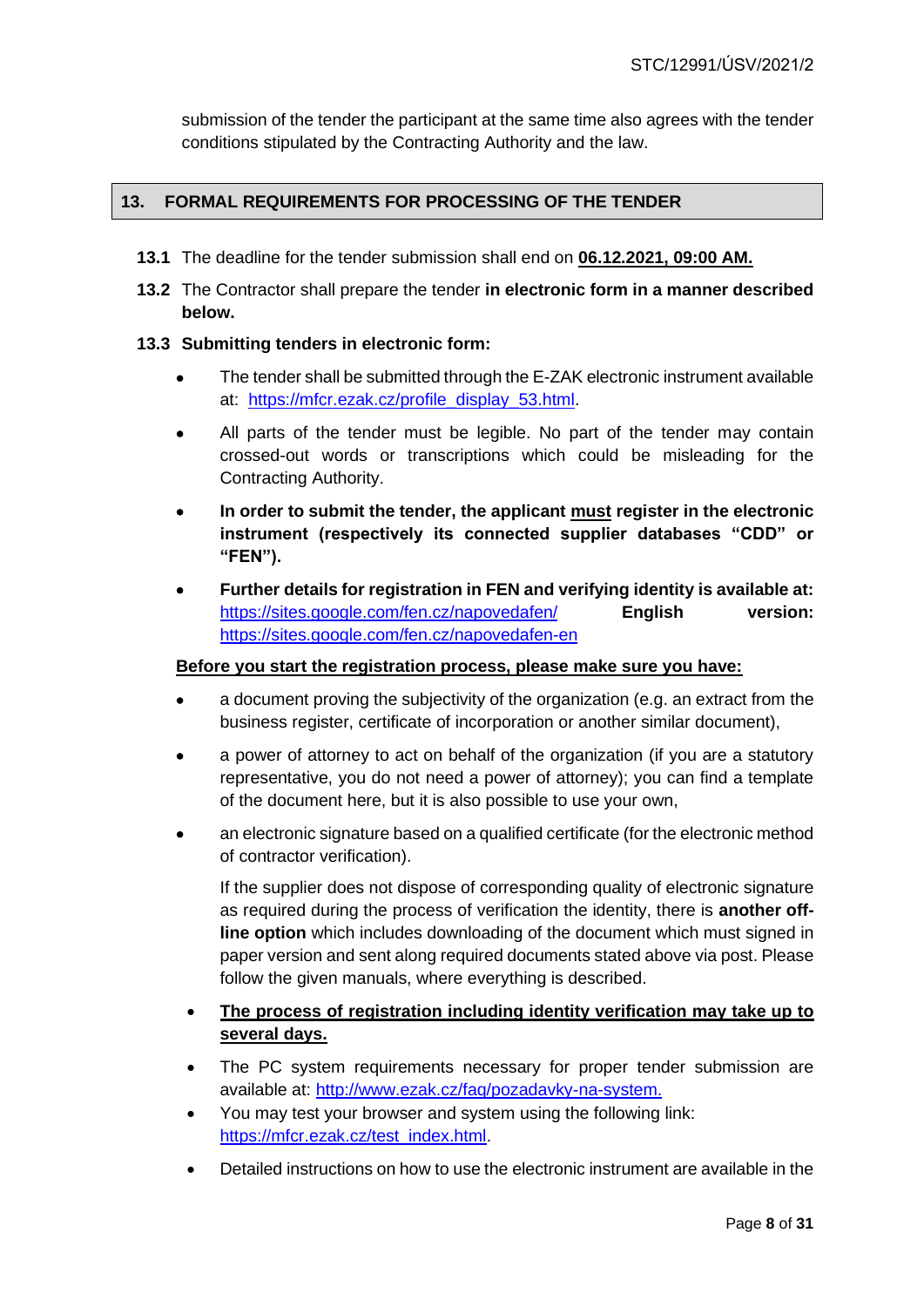submission of the tender the participant at the same time also agrees with the tender conditions stipulated by the Contracting Authority and the law.

## 13. FORMAL REQUIREMENTS FOR PROCESSING OF THE TENDER

**13.1** The deadline for the tender submission shall end on **06.12.2021, 09:00 AM.**

**13.2** The Contractor shall prepare the tender **in electronic form in a manner described below.**

**13.3 Submitting tenders in electronic form:**

- The tender shall be submitted through the E-ZAK electronic instrument available at: https://mfcr.ezak.cz/profile_display_53.html.
- All parts of the tender must be legible. No part of the tender may contain crossed-out words or transcriptions which could be misleading for the Contracting Authority.
- **In order to submit the tender, the applicant must register in the electronic instrument (respectively its connected supplier databases "CDD" or "FEN").**
- **Further details for registration in FEN and verifying identity is available at:** https://sites.google.com/fen.cz/napovedafen/ **English version:** https://sites.google.com/fen.cz/napovedafen-en

**Before you start the registration process, please make sure you have:**

- a document proving the subjectivity of the organization (e.g. an extract from the business register, certificate of incorporation or another similar document),
- a power of attorney to act on behalf of the organization (if you are a statutory representative, you do not need a power of attorney); you can find a template of the document here, but it is also possible to use your own,
- an electronic signature based on a qualified certificate (for the electronic method of contractor verification).

  If the supplier does not dispose of corresponding quality of electronic signature as required during the process of verification the identity, there is **another off-line option** which includes downloading of the document which must signed in paper version and sent along required documents stated above via post. Please follow the given manuals, where everything is described.

- **The process of registration including identity verification may take up to several days.**
- The PC system requirements necessary for proper tender submission are available at: http://www.ezak.cz/faq/pozadavky-na-system.
- You may test your browser and system using the following link: https://mfcr.ezak.cz/test_index.html.
- Detailed instructions on how to use the electronic instrument are available in the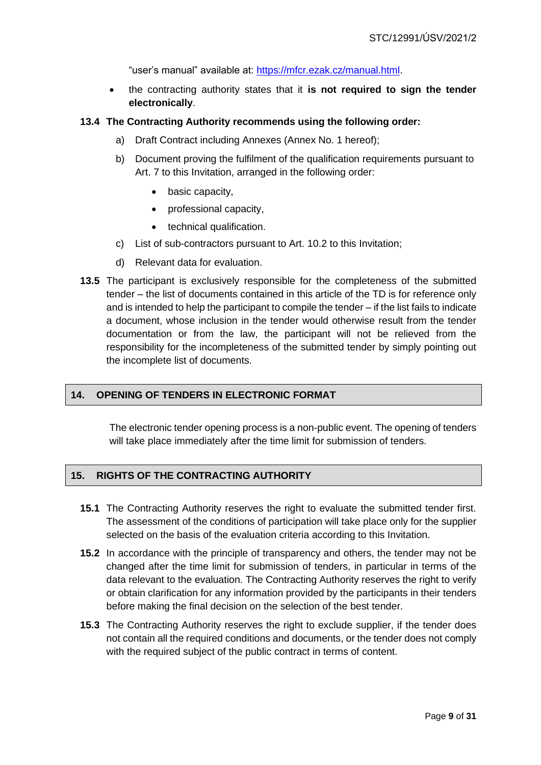"user's manual" available at: https://mfcr.ezak.cz/manual.html.

- the contracting authority states that it **is not required to sign the tender electronically**.

**13.4 The Contracting Authority recommends using the following order:**

a) Draft Contract including Annexes (Annex No. 1 hereof);

b) Document proving the fulfilment of the qualification requirements pursuant to Art. 7 to this Invitation, arranged in the following order:

- basic capacity,
- professional capacity,
- technical qualification.

c) List of sub-contractors pursuant to Art. 10.2 to this Invitation;

d) Relevant data for evaluation.

**13.5** The participant is exclusively responsible for the completeness of the submitted tender – the list of documents contained in this article of the TD is for reference only and is intended to help the participant to compile the tender – if the list fails to indicate a document, whose inclusion in the tender would otherwise result from the tender documentation or from the law, the participant will not be relieved from the responsibility for the incompleteness of the submitted tender by simply pointing out the incomplete list of documents.

## 14. OPENING OF TENDERS IN ELECTRONIC FORMAT

The electronic tender opening process is a non-public event. The opening of tenders will take place immediately after the time limit for submission of tenders.

## 15. RIGHTS OF THE CONTRACTING AUTHORITY

**15.1** The Contracting Authority reserves the right to evaluate the submitted tender first. The assessment of the conditions of participation will take place only for the supplier selected on the basis of the evaluation criteria according to this Invitation.

**15.2** In accordance with the principle of transparency and others, the tender may not be changed after the time limit for submission of tenders, in particular in terms of the data relevant to the evaluation. The Contracting Authority reserves the right to verify or obtain clarification for any information provided by the participants in their tenders before making the final decision on the selection of the best tender.

**15.3** The Contracting Authority reserves the right to exclude supplier, if the tender does not contain all the required conditions and documents, or the tender does not comply with the required subject of the public contract in terms of content.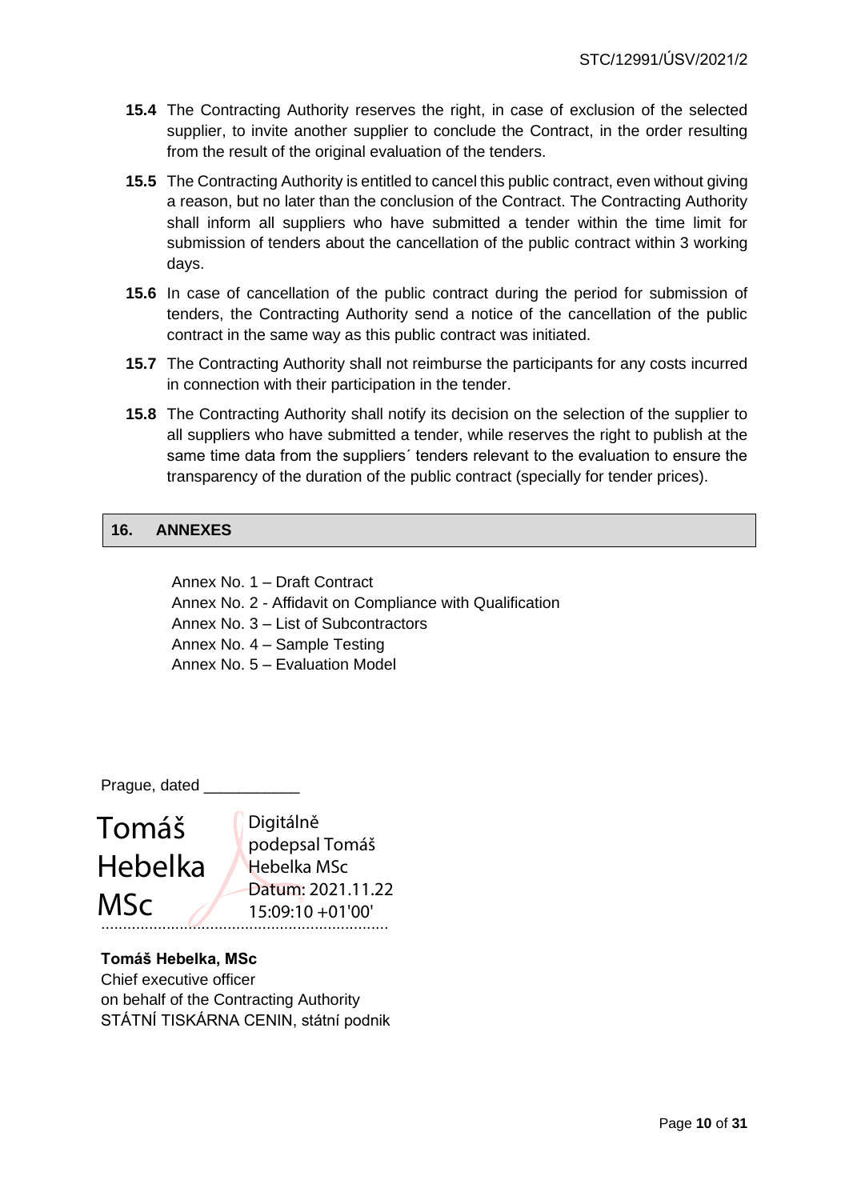**15.4** The Contracting Authority reserves the right, in case of exclusion of the selected supplier, to invite another supplier to conclude the Contract, in the order resulting from the result of the original evaluation of the tenders.

**15.5** The Contracting Authority is entitled to cancel this public contract, even without giving a reason, but no later than the conclusion of the Contract. The Contracting Authority shall inform all suppliers who have submitted a tender within the time limit for submission of tenders about the cancellation of the public contract within 3 working days.

**15.6** In case of cancellation of the public contract during the period for submission of tenders, the Contracting Authority send a notice of the cancellation of the public contract in the same way as this public contract was initiated.

**15.7** The Contracting Authority shall not reimburse the participants for any costs incurred in connection with their participation in the tender.

**15.8** The Contracting Authority shall notify its decision on the selection of the supplier to all suppliers who have submitted a tender, while reserves the right to publish at the same time data from the suppliers´ tenders relevant to the evaluation to ensure the transparency of the duration of the public contract (specially for tender prices).

## 16. ANNEXES

Annex No. 1 – Draft Contract
Annex No. 2 - Affidavit on Compliance with Qualification
Annex No. 3 – List of Subcontractors
Annex No. 4 – Sample Testing
Annex No. 5 – Evaluation Model

Prague, dated ___________

Tomáš Hebelka MSc

Digitálně podepsal Tomáš Hebelka MSc
Datum: 2021.11.22 15:09:10 +01'00'

..................................................................

**Tomáš Hebelka, MSc**
Chief executive officer
on behalf of the Contracting Authority
STÁTNÍ TISKÁRNA CENIN, státní podnik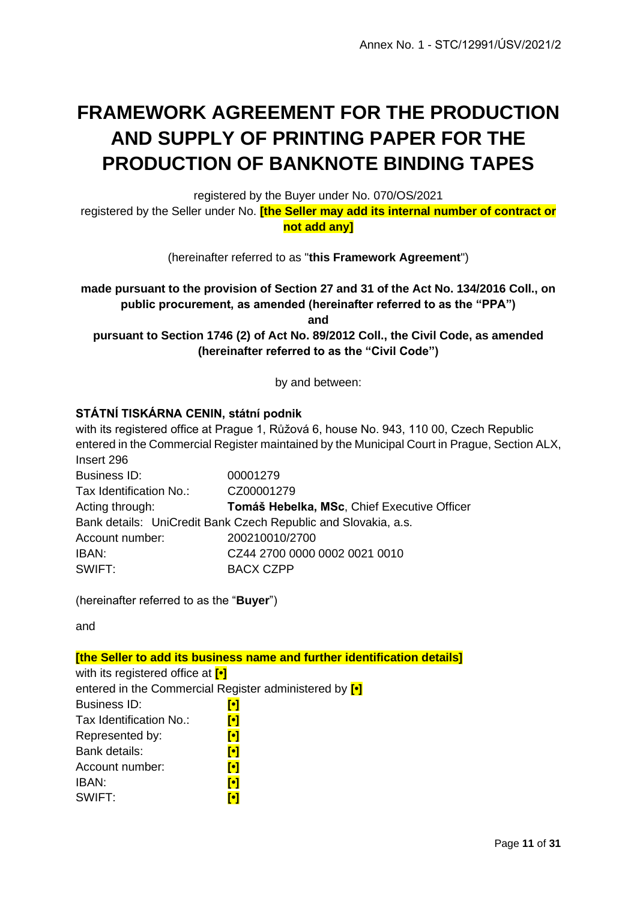Annex No. 1 - STC/12991/ÚSV/2021/2

# FRAMEWORK AGREEMENT FOR THE PRODUCTION AND SUPPLY OF PRINTING PAPER FOR THE PRODUCTION OF BANKNOTE BINDING TAPES

registered by the Buyer under No. 070/OS/2021

registered by the Seller under No. **[the Seller may add its internal number of contract or not add any]**

(hereinafter referred to as "**this Framework Agreement**")

**made pursuant to the provision of Section 27 and 31 of the Act No. 134/2016 Coll., on public procurement, as amended (hereinafter referred to as the "PPA")**

**and**

**pursuant to Section 1746 (2) of Act No. 89/2012 Coll., the Civil Code, as amended (hereinafter referred to as the "Civil Code")**

by and between:

**STÁTNÍ TISKÁRNA CENIN, státní podnik**

with its registered office at Prague 1, Růžová 6, house No. 943, 110 00, Czech Republic

entered in the Commercial Register maintained by the Municipal Court in Prague, Section ALX, Insert 296

Business ID: 00001279

Tax Identification No.: CZ00001279

Acting through: **Tomáš Hebelka, MSc**, Chief Executive Officer

Bank details: UniCredit Bank Czech Republic and Slovakia, a.s.

Account number: 200210010/2700

IBAN: CZ44 2700 0000 0002 0021 0010

SWIFT: BACX CZPP

(hereinafter referred to as the "**Buyer**")

and

**[the Seller to add its business name and further identification details]**

with its registered office at **[•]**

entered in the Commercial Register administered by **[•]**

Business ID: **[•]**

Tax Identification No.: **[•]**

Represented by: **[•]**

Bank details: **[•]**

Account number: **[•]**

IBAN: **[•]**

SWIFT: **[•]**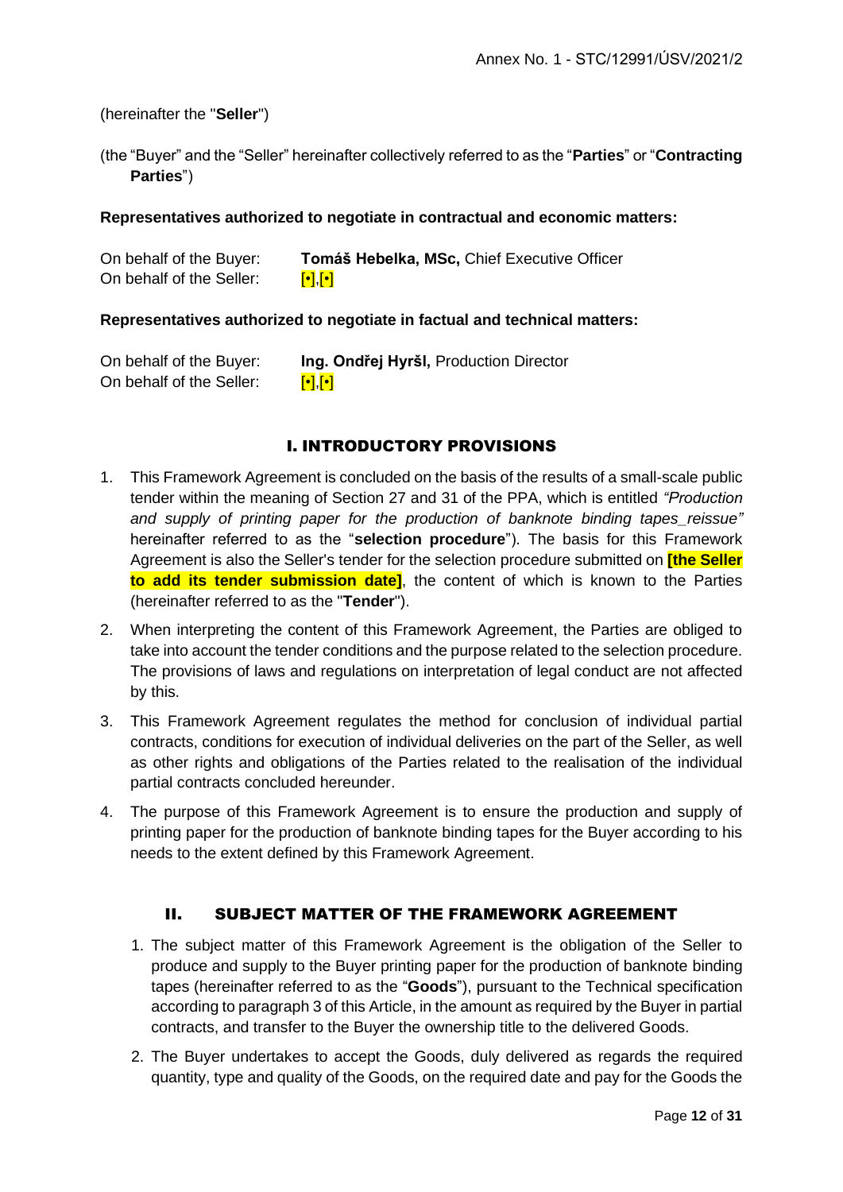(hereinafter the "**Seller**")

(the "Buyer" and the "Seller" hereinafter collectively referred to as the "**Parties**" or "**Contracting Parties**")

**Representatives authorized to negotiate in contractual and economic matters:**

On behalf of the Buyer: **Tomáš Hebelka, MSc,** Chief Executive Officer
On behalf of the Seller: **[•]**,**[•]**

**Representatives authorized to negotiate in factual and technical matters:**

On behalf of the Buyer: **Ing. Ondřej Hyršl,** Production Director
On behalf of the Seller: **[•]**,**[•]**

## I. INTRODUCTORY PROVISIONS

1. This Framework Agreement is concluded on the basis of the results of a small-scale public tender within the meaning of Section 27 and 31 of the PPA, which is entitled *"Production and supply of printing paper for the production of banknote binding tapes_reissue"* hereinafter referred to as the "**selection procedure**"). The basis for this Framework Agreement is also the Seller's tender for the selection procedure submitted on **[the Seller to add its tender submission date]**, the content of which is known to the Parties (hereinafter referred to as the "**Tender**").
2. When interpreting the content of this Framework Agreement, the Parties are obliged to take into account the tender conditions and the purpose related to the selection procedure. The provisions of laws and regulations on interpretation of legal conduct are not affected by this.
3. This Framework Agreement regulates the method for conclusion of individual partial contracts, conditions for execution of individual deliveries on the part of the Seller, as well as other rights and obligations of the Parties related to the realisation of the individual partial contracts concluded hereunder.
4. The purpose of this Framework Agreement is to ensure the production and supply of printing paper for the production of banknote binding tapes for the Buyer according to his needs to the extent defined by this Framework Agreement.

## II. SUBJECT MATTER OF THE FRAMEWORK AGREEMENT

1. The subject matter of this Framework Agreement is the obligation of the Seller to produce and supply to the Buyer printing paper for the production of banknote binding tapes (hereinafter referred to as the "**Goods**"), pursuant to the Technical specification according to paragraph 3 of this Article, in the amount as required by the Buyer in partial contracts, and transfer to the Buyer the ownership title to the delivered Goods.
2. The Buyer undertakes to accept the Goods, duly delivered as regards the required quantity, type and quality of the Goods, on the required date and pay for the Goods the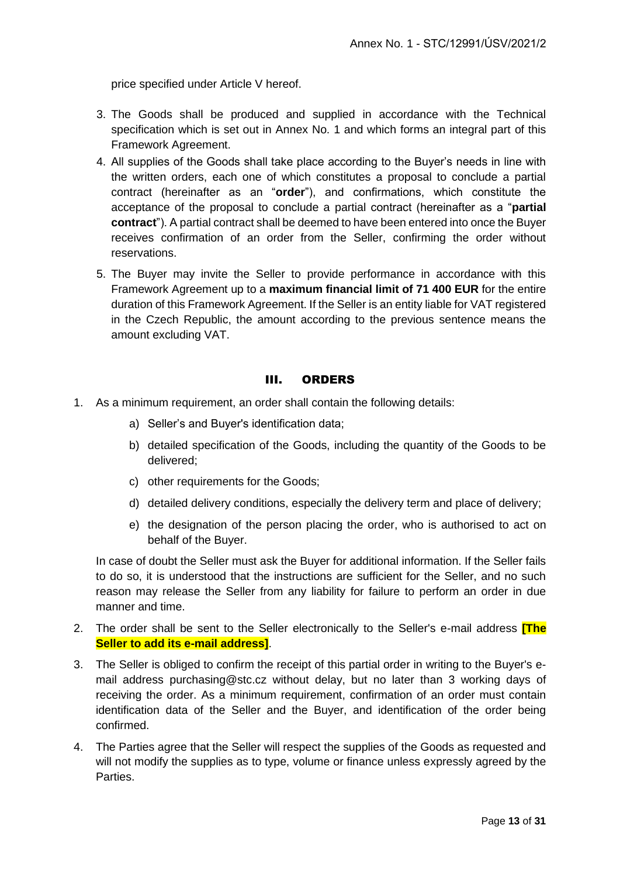price specified under Article V hereof.

3. The Goods shall be produced and supplied in accordance with the Technical specification which is set out in Annex No. 1 and which forms an integral part of this Framework Agreement.
4. All supplies of the Goods shall take place according to the Buyer's needs in line with the written orders, each one of which constitutes a proposal to conclude a partial contract (hereinafter as an "**order**"), and confirmations, which constitute the acceptance of the proposal to conclude a partial contract (hereinafter as a "**partial contract**"). A partial contract shall be deemed to have been entered into once the Buyer receives confirmation of an order from the Seller, confirming the order without reservations.
5. The Buyer may invite the Seller to provide performance in accordance with this Framework Agreement up to a **maximum financial limit of 71 400 EUR** for the entire duration of this Framework Agreement. If the Seller is an entity liable for VAT registered in the Czech Republic, the amount according to the previous sentence means the amount excluding VAT.

## III. ORDERS

1. As a minimum requirement, an order shall contain the following details:
   a) Seller's and Buyer's identification data;
   b) detailed specification of the Goods, including the quantity of the Goods to be delivered;
   c) other requirements for the Goods;
   d) detailed delivery conditions, especially the delivery term and place of delivery;
   e) the designation of the person placing the order, who is authorised to act on behalf of the Buyer.

   In case of doubt the Seller must ask the Buyer for additional information. If the Seller fails to do so, it is understood that the instructions are sufficient for the Seller, and no such reason may release the Seller from any liability for failure to perform an order in due manner and time.
2. The order shall be sent to the Seller electronically to the Seller's e-mail address **[The Seller to add its e-mail address]**.
3. The Seller is obliged to confirm the receipt of this partial order in writing to the Buyer's e-mail address purchasing@stc.cz without delay, but no later than 3 working days of receiving the order. As a minimum requirement, confirmation of an order must contain identification data of the Seller and the Buyer, and identification of the order being confirmed.
4. The Parties agree that the Seller will respect the supplies of the Goods as requested and will not modify the supplies as to type, volume or finance unless expressly agreed by the Parties.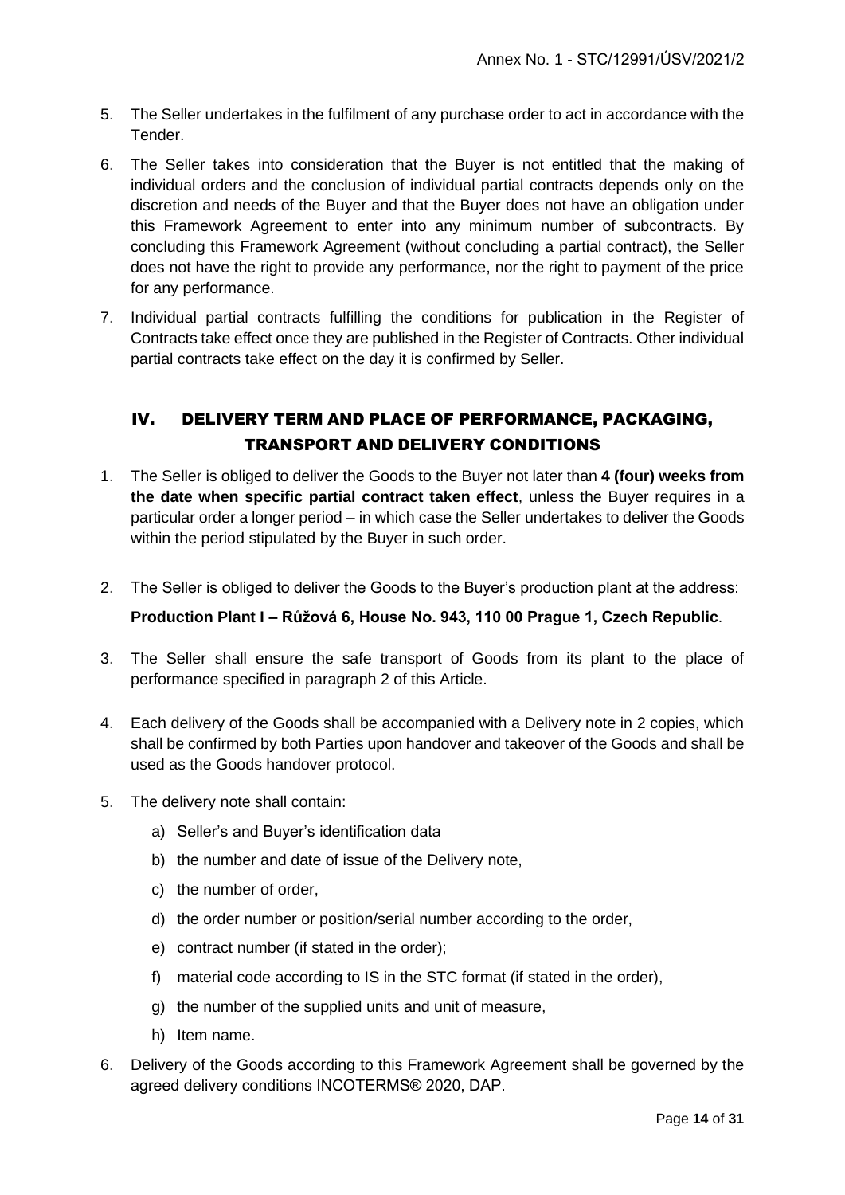5. The Seller undertakes in the fulfilment of any purchase order to act in accordance with the Tender.
6. The Seller takes into consideration that the Buyer is not entitled that the making of individual orders and the conclusion of individual partial contracts depends only on the discretion and needs of the Buyer and that the Buyer does not have an obligation under this Framework Agreement to enter into any minimum number of subcontracts. By concluding this Framework Agreement (without concluding a partial contract), the Seller does not have the right to provide any performance, nor the right to payment of the price for any performance.
7. Individual partial contracts fulfilling the conditions for publication in the Register of Contracts take effect once they are published in the Register of Contracts. Other individual partial contracts take effect on the day it is confirmed by Seller.

## IV. DELIVERY TERM AND PLACE OF PERFORMANCE, PACKAGING, TRANSPORT AND DELIVERY CONDITIONS

1. The Seller is obliged to deliver the Goods to the Buyer not later than **4 (four) weeks from the date when specific partial contract taken effect**, unless the Buyer requires in a particular order a longer period – in which case the Seller undertakes to deliver the Goods within the period stipulated by the Buyer in such order.
2. The Seller is obliged to deliver the Goods to the Buyer's production plant at the address:

   **Production Plant I – Růžová 6, House No. 943, 110 00 Prague 1, Czech Republic**.
3. The Seller shall ensure the safe transport of Goods from its plant to the place of performance specified in paragraph 2 of this Article.
4. Each delivery of the Goods shall be accompanied with a Delivery note in 2 copies, which shall be confirmed by both Parties upon handover and takeover of the Goods and shall be used as the Goods handover protocol.
5. The delivery note shall contain:
   a) Seller's and Buyer's identification data
   b) the number and date of issue of the Delivery note,
   c) the number of order,
   d) the order number or position/serial number according to the order,
   e) contract number (if stated in the order);
   f) material code according to IS in the STC format (if stated in the order),
   g) the number of the supplied units and unit of measure,
   h) Item name.
6. Delivery of the Goods according to this Framework Agreement shall be governed by the agreed delivery conditions INCOTERMS® 2020, DAP.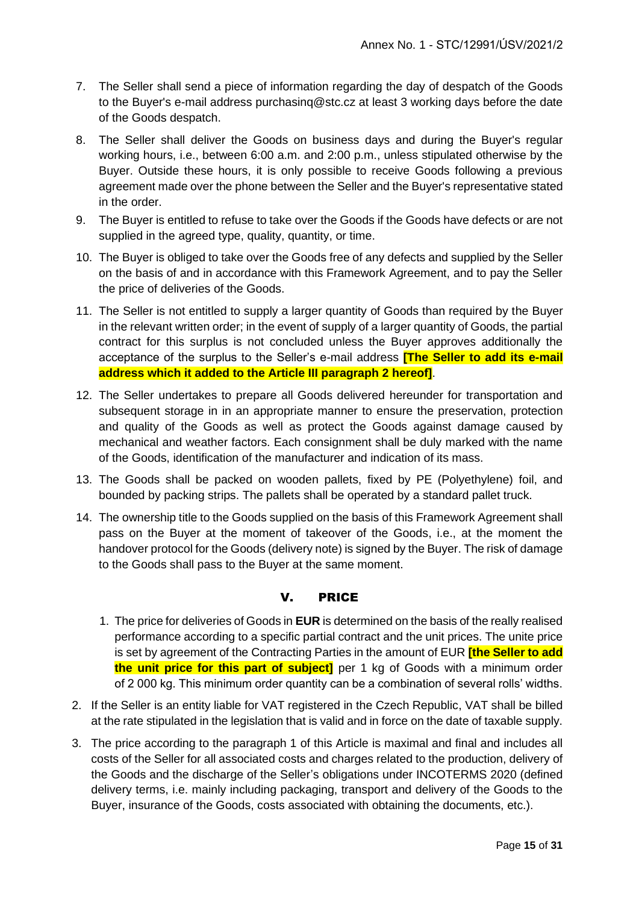7. The Seller shall send a piece of information regarding the day of despatch of the Goods to the Buyer's e-mail address purchasinq@stc.cz at least 3 working days before the date of the Goods despatch.
8. The Seller shall deliver the Goods on business days and during the Buyer's regular working hours, i.e., between 6:00 a.m. and 2:00 p.m., unless stipulated otherwise by the Buyer. Outside these hours, it is only possible to receive Goods following a previous agreement made over the phone between the Seller and the Buyer's representative stated in the order.
9. The Buyer is entitled to refuse to take over the Goods if the Goods have defects or are not supplied in the agreed type, quality, quantity, or time.
10. The Buyer is obliged to take over the Goods free of any defects and supplied by the Seller on the basis of and in accordance with this Framework Agreement, and to pay the Seller the price of deliveries of the Goods.
11. The Seller is not entitled to supply a larger quantity of Goods than required by the Buyer in the relevant written order; in the event of supply of a larger quantity of Goods, the partial contract for this surplus is not concluded unless the Buyer approves additionally the acceptance of the surplus to the Seller's e-mail address **[The Seller to add its e-mail address which it added to the Article III paragraph 2 hereof]**.
12. The Seller undertakes to prepare all Goods delivered hereunder for transportation and subsequent storage in in an appropriate manner to ensure the preservation, protection and quality of the Goods as well as protect the Goods against damage caused by mechanical and weather factors. Each consignment shall be duly marked with the name of the Goods, identification of the manufacturer and indication of its mass.
13. The Goods shall be packed on wooden pallets, fixed by PE (Polyethylene) foil, and bounded by packing strips. The pallets shall be operated by a standard pallet truck.
14. The ownership title to the Goods supplied on the basis of this Framework Agreement shall pass on the Buyer at the moment of takeover of the Goods, i.e., at the moment the handover protocol for the Goods (delivery note) is signed by the Buyer. The risk of damage to the Goods shall pass to the Buyer at the same moment.

## V. PRICE

1. The price for deliveries of Goods in **EUR** is determined on the basis of the really realised performance according to a specific partial contract and the unit prices. The unite price is set by agreement of the Contracting Parties in the amount of EUR **[the Seller to add the unit price for this part of subject]** per 1 kg of Goods with a minimum order of 2 000 kg. This minimum order quantity can be a combination of several rolls' widths.
2. If the Seller is an entity liable for VAT registered in the Czech Republic, VAT shall be billed at the rate stipulated in the legislation that is valid and in force on the date of taxable supply.
3. The price according to the paragraph 1 of this Article is maximal and final and includes all costs of the Seller for all associated costs and charges related to the production, delivery of the Goods and the discharge of the Seller's obligations under INCOTERMS 2020 (defined delivery terms, i.e. mainly including packaging, transport and delivery of the Goods to the Buyer, insurance of the Goods, costs associated with obtaining the documents, etc.).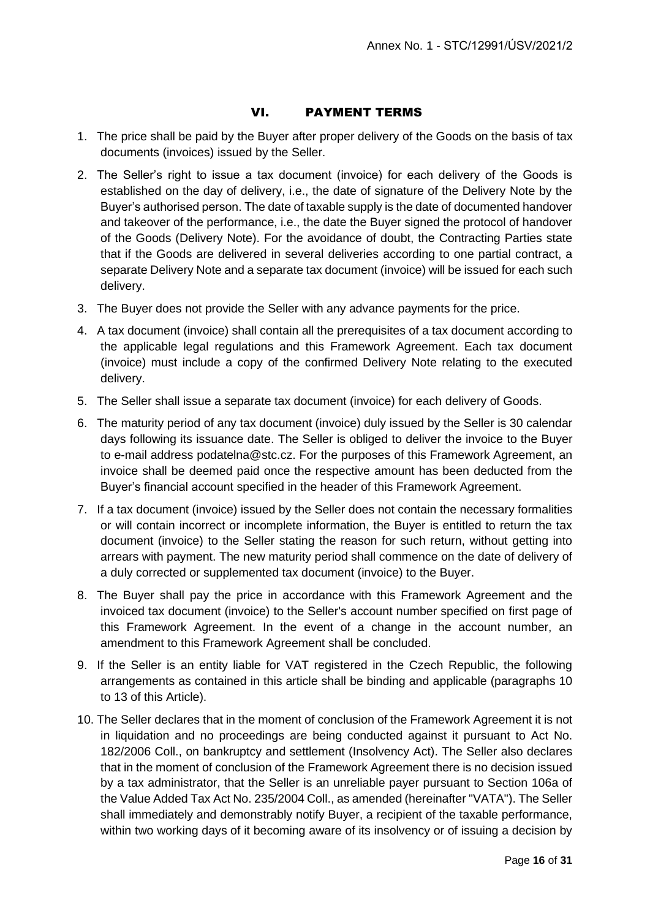## VI. PAYMENT TERMS

1. The price shall be paid by the Buyer after proper delivery of the Goods on the basis of tax documents (invoices) issued by the Seller.
2. The Seller's right to issue a tax document (invoice) for each delivery of the Goods is established on the day of delivery, i.e., the date of signature of the Delivery Note by the Buyer's authorised person. The date of taxable supply is the date of documented handover and takeover of the performance, i.e., the date the Buyer signed the protocol of handover of the Goods (Delivery Note). For the avoidance of doubt, the Contracting Parties state that if the Goods are delivered in several deliveries according to one partial contract, a separate Delivery Note and a separate tax document (invoice) will be issued for each such delivery.
3. The Buyer does not provide the Seller with any advance payments for the price.
4. A tax document (invoice) shall contain all the prerequisites of a tax document according to the applicable legal regulations and this Framework Agreement. Each tax document (invoice) must include a copy of the confirmed Delivery Note relating to the executed delivery.
5. The Seller shall issue a separate tax document (invoice) for each delivery of Goods.
6. The maturity period of any tax document (invoice) duly issued by the Seller is 30 calendar days following its issuance date. The Seller is obliged to deliver the invoice to the Buyer to e-mail address podatelna@stc.cz. For the purposes of this Framework Agreement, an invoice shall be deemed paid once the respective amount has been deducted from the Buyer's financial account specified in the header of this Framework Agreement.
7. If a tax document (invoice) issued by the Seller does not contain the necessary formalities or will contain incorrect or incomplete information, the Buyer is entitled to return the tax document (invoice) to the Seller stating the reason for such return, without getting into arrears with payment. The new maturity period shall commence on the date of delivery of a duly corrected or supplemented tax document (invoice) to the Buyer.
8. The Buyer shall pay the price in accordance with this Framework Agreement and the invoiced tax document (invoice) to the Seller's account number specified on first page of this Framework Agreement. In the event of a change in the account number, an amendment to this Framework Agreement shall be concluded.
9. If the Seller is an entity liable for VAT registered in the Czech Republic, the following arrangements as contained in this article shall be binding and applicable (paragraphs 10 to 13 of this Article).
10. The Seller declares that in the moment of conclusion of the Framework Agreement it is not in liquidation and no proceedings are being conducted against it pursuant to Act No. 182/2006 Coll., on bankruptcy and settlement (Insolvency Act). The Seller also declares that in the moment of conclusion of the Framework Agreement there is no decision issued by a tax administrator, that the Seller is an unreliable payer pursuant to Section 106a of the Value Added Tax Act No. 235/2004 Coll., as amended (hereinafter "VATA"). The Seller shall immediately and demonstrably notify Buyer, a recipient of the taxable performance, within two working days of it becoming aware of its insolvency or of issuing a decision by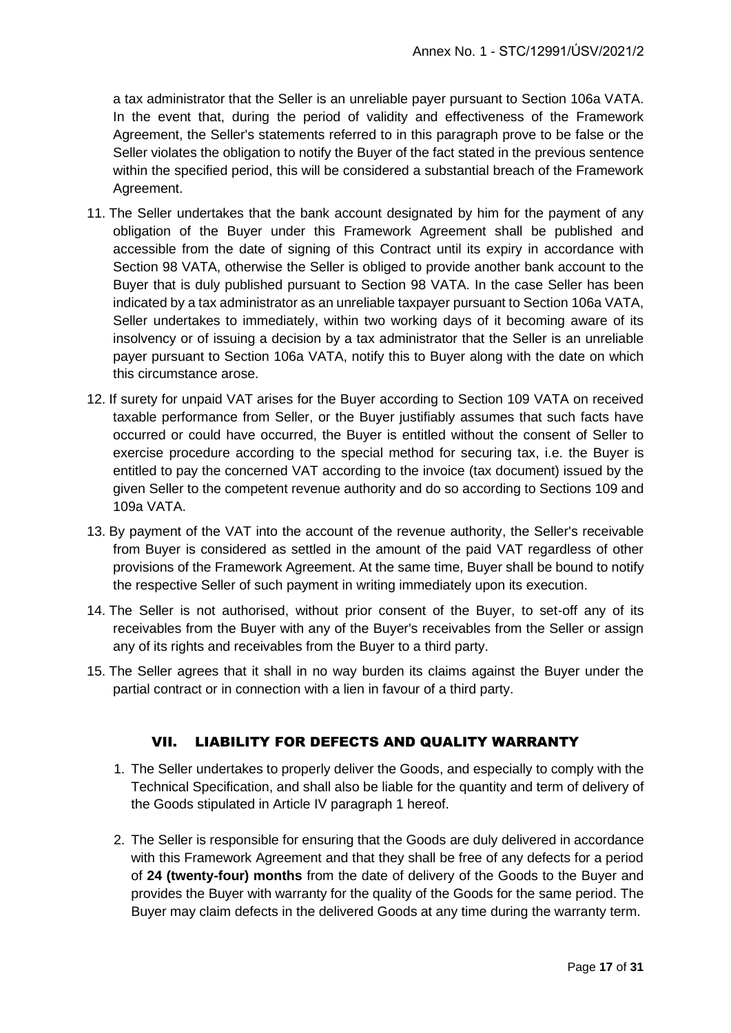a tax administrator that the Seller is an unreliable payer pursuant to Section 106a VATA. In the event that, during the period of validity and effectiveness of the Framework Agreement, the Seller's statements referred to in this paragraph prove to be false or the Seller violates the obligation to notify the Buyer of the fact stated in the previous sentence within the specified period, this will be considered a substantial breach of the Framework Agreement.

11. The Seller undertakes that the bank account designated by him for the payment of any obligation of the Buyer under this Framework Agreement shall be published and accessible from the date of signing of this Contract until its expiry in accordance with Section 98 VATA, otherwise the Seller is obliged to provide another bank account to the Buyer that is duly published pursuant to Section 98 VATA. In the case Seller has been indicated by a tax administrator as an unreliable taxpayer pursuant to Section 106a VATA, Seller undertakes to immediately, within two working days of it becoming aware of its insolvency or of issuing a decision by a tax administrator that the Seller is an unreliable payer pursuant to Section 106a VATA, notify this to Buyer along with the date on which this circumstance arose.
12. If surety for unpaid VAT arises for the Buyer according to Section 109 VATA on received taxable performance from Seller, or the Buyer justifiably assumes that such facts have occurred or could have occurred, the Buyer is entitled without the consent of Seller to exercise procedure according to the special method for securing tax, i.e. the Buyer is entitled to pay the concerned VAT according to the invoice (tax document) issued by the given Seller to the competent revenue authority and do so according to Sections 109 and 109a VATA.
13. By payment of the VAT into the account of the revenue authority, the Seller's receivable from Buyer is considered as settled in the amount of the paid VAT regardless of other provisions of the Framework Agreement. At the same time, Buyer shall be bound to notify the respective Seller of such payment in writing immediately upon its execution.
14. The Seller is not authorised, without prior consent of the Buyer, to set-off any of its receivables from the Buyer with any of the Buyer's receivables from the Seller or assign any of its rights and receivables from the Buyer to a third party.
15. The Seller agrees that it shall in no way burden its claims against the Buyer under the partial contract or in connection with a lien in favour of a third party.

## VII. LIABILITY FOR DEFECTS AND QUALITY WARRANTY

1. The Seller undertakes to properly deliver the Goods, and especially to comply with the Technical Specification, and shall also be liable for the quantity and term of delivery of the Goods stipulated in Article IV paragraph 1 hereof.
2. The Seller is responsible for ensuring that the Goods are duly delivered in accordance with this Framework Agreement and that they shall be free of any defects for a period of **24 (twenty-four) months** from the date of delivery of the Goods to the Buyer and provides the Buyer with warranty for the quality of the Goods for the same period. The Buyer may claim defects in the delivered Goods at any time during the warranty term.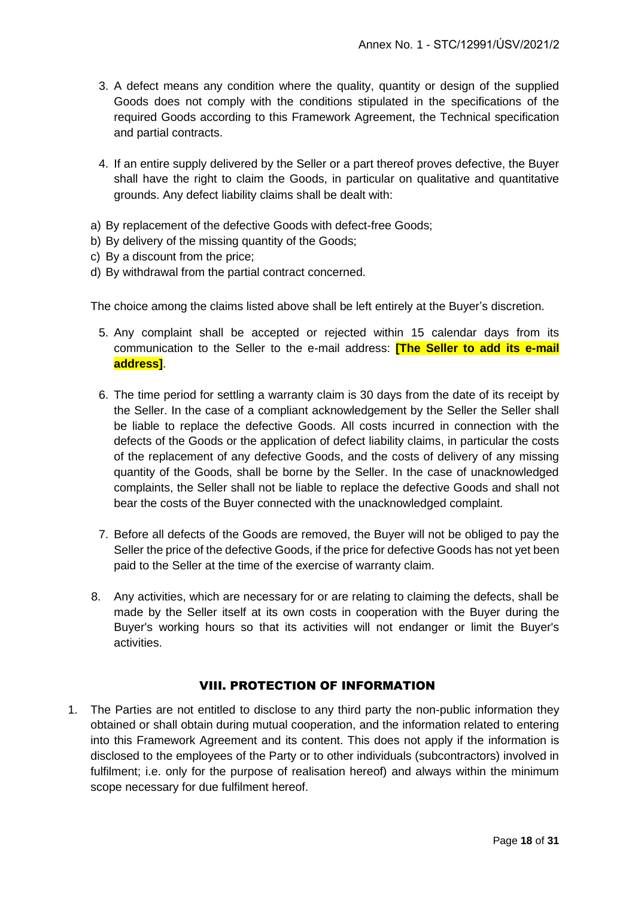3. A defect means any condition where the quality, quantity or design of the supplied Goods does not comply with the conditions stipulated in the specifications of the required Goods according to this Framework Agreement, the Technical specification and partial contracts.

4. If an entire supply delivered by the Seller or a part thereof proves defective, the Buyer shall have the right to claim the Goods, in particular on qualitative and quantitative grounds. Any defect liability claims shall be dealt with:

a) By replacement of the defective Goods with defect-free Goods;
b) By delivery of the missing quantity of the Goods;
c) By a discount from the price;
d) By withdrawal from the partial contract concerned.

The choice among the claims listed above shall be left entirely at the Buyer's discretion.

5. Any complaint shall be accepted or rejected within 15 calendar days from its communication to the Seller to the e-mail address: **[The Seller to add its e-mail address]**.

6. The time period for settling a warranty claim is 30 days from the date of its receipt by the Seller. In the case of a compliant acknowledgement by the Seller the Seller shall be liable to replace the defective Goods. All costs incurred in connection with the defects of the Goods or the application of defect liability claims, in particular the costs of the replacement of any defective Goods, and the costs of delivery of any missing quantity of the Goods, shall be borne by the Seller. In the case of unacknowledged complaints, the Seller shall not be liable to replace the defective Goods and shall not bear the costs of the Buyer connected with the unacknowledged complaint.

7. Before all defects of the Goods are removed, the Buyer will not be obliged to pay the Seller the price of the defective Goods, if the price for defective Goods has not yet been paid to the Seller at the time of the exercise of warranty claim.

8. Any activities, which are necessary for or are relating to claiming the defects, shall be made by the Seller itself at its own costs in cooperation with the Buyer during the Buyer's working hours so that its activities will not endanger or limit the Buyer's activities.

## VIII. PROTECTION OF INFORMATION

1. The Parties are not entitled to disclose to any third party the non-public information they obtained or shall obtain during mutual cooperation, and the information related to entering into this Framework Agreement and its content. This does not apply if the information is disclosed to the employees of the Party or to other individuals (subcontractors) involved in fulfilment; i.e. only for the purpose of realisation hereof) and always within the minimum scope necessary for due fulfilment hereof.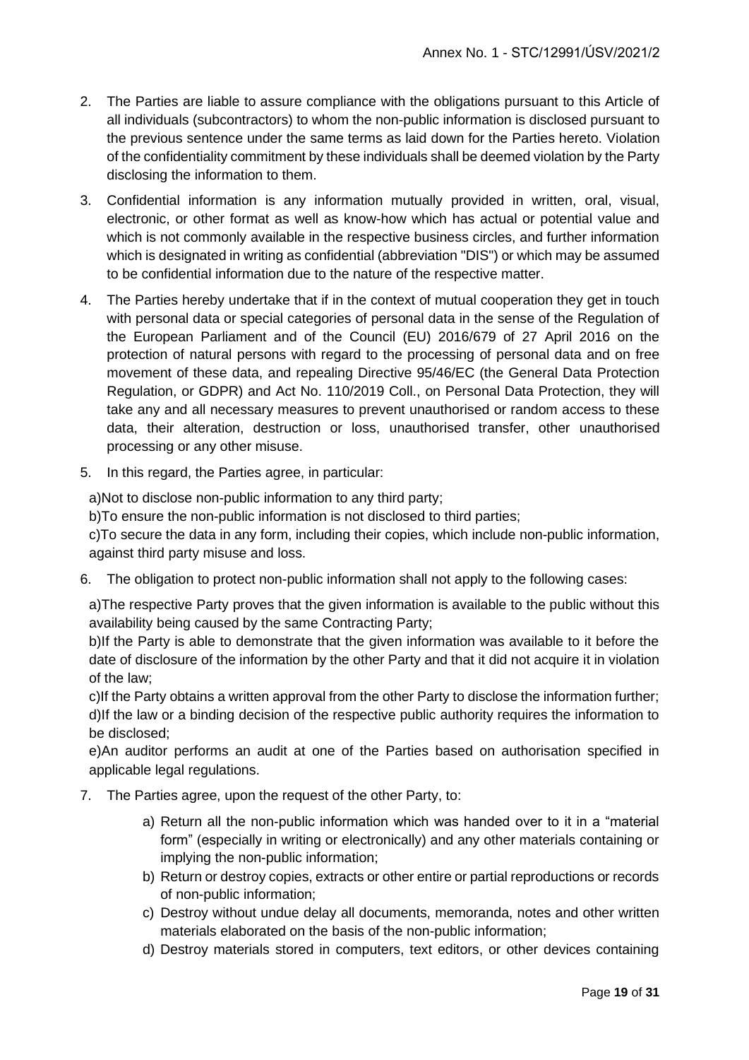2. The Parties are liable to assure compliance with the obligations pursuant to this Article of all individuals (subcontractors) to whom the non-public information is disclosed pursuant to the previous sentence under the same terms as laid down for the Parties hereto. Violation of the confidentiality commitment by these individuals shall be deemed violation by the Party disclosing the information to them.

3. Confidential information is any information mutually provided in written, oral, visual, electronic, or other format as well as know-how which has actual or potential value and which is not commonly available in the respective business circles, and further information which is designated in writing as confidential (abbreviation "DIS") or which may be assumed to be confidential information due to the nature of the respective matter.

4. The Parties hereby undertake that if in the context of mutual cooperation they get in touch with personal data or special categories of personal data in the sense of the Regulation of the European Parliament and of the Council (EU) 2016/679 of 27 April 2016 on the protection of natural persons with regard to the processing of personal data and on free movement of these data, and repealing Directive 95/46/EC (the General Data Protection Regulation, or GDPR) and Act No. 110/2019 Coll., on Personal Data Protection, they will take any and all necessary measures to prevent unauthorised or random access to these data, their alteration, destruction or loss, unauthorised transfer, other unauthorised processing or any other misuse.

5. In this regard, the Parties agree, in particular:

   a)Not to disclose non-public information to any third party;
   b)To ensure the non-public information is not disclosed to third parties;
   c)To secure the data in any form, including their copies, which include non-public information, against third party misuse and loss.

6. The obligation to protect non-public information shall not apply to the following cases:

   a)The respective Party proves that the given information is available to the public without this availability being caused by the same Contracting Party;
   b)If the Party is able to demonstrate that the given information was available to it before the date of disclosure of the information by the other Party and that it did not acquire it in violation of the law;
   c)If the Party obtains a written approval from the other Party to disclose the information further;
   d)If the law or a binding decision of the respective public authority requires the information to be disclosed;
   e)An auditor performs an audit at one of the Parties based on authorisation specified in applicable legal regulations.

7. The Parties agree, upon the request of the other Party, to:

   a) Return all the non-public information which was handed over to it in a "material form" (especially in writing or electronically) and any other materials containing or implying the non-public information;
   b) Return or destroy copies, extracts or other entire or partial reproductions or records of non-public information;
   c) Destroy without undue delay all documents, memoranda, notes and other written materials elaborated on the basis of the non-public information;
   d) Destroy materials stored in computers, text editors, or other devices containing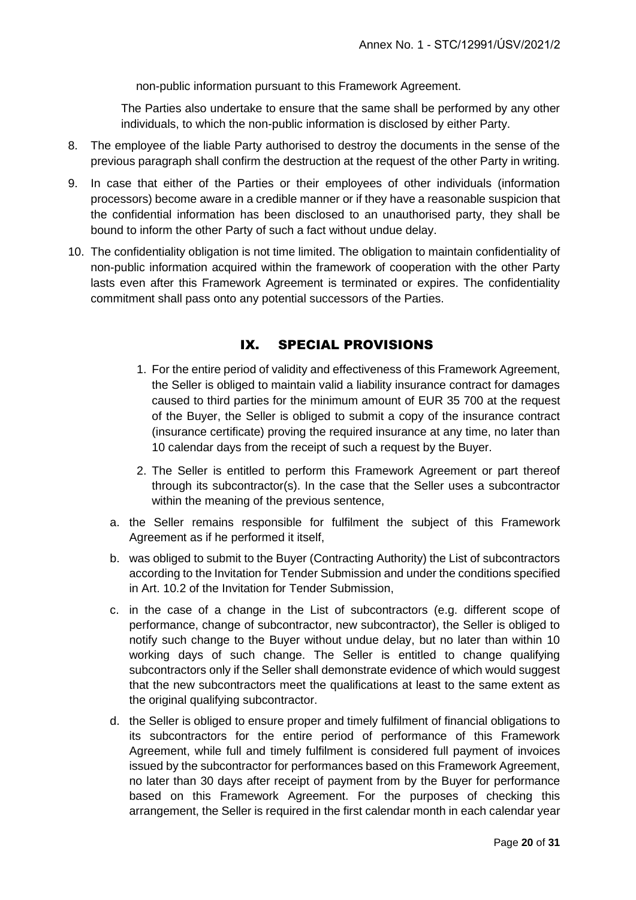non-public information pursuant to this Framework Agreement.

The Parties also undertake to ensure that the same shall be performed by any other individuals, to which the non-public information is disclosed by either Party.

8. The employee of the liable Party authorised to destroy the documents in the sense of the previous paragraph shall confirm the destruction at the request of the other Party in writing.
9. In case that either of the Parties or their employees of other individuals (information processors) become aware in a credible manner or if they have a reasonable suspicion that the confidential information has been disclosed to an unauthorised party, they shall be bound to inform the other Party of such a fact without undue delay.
10. The confidentiality obligation is not time limited. The obligation to maintain confidentiality of non-public information acquired within the framework of cooperation with the other Party lasts even after this Framework Agreement is terminated or expires. The confidentiality commitment shall pass onto any potential successors of the Parties.

## IX. SPECIAL PROVISIONS

1. For the entire period of validity and effectiveness of this Framework Agreement, the Seller is obliged to maintain valid a liability insurance contract for damages caused to third parties for the minimum amount of EUR 35 700 at the request of the Buyer, the Seller is obliged to submit a copy of the insurance contract (insurance certificate) proving the required insurance at any time, no later than 10 calendar days from the receipt of such a request by the Buyer.
2. The Seller is entitled to perform this Framework Agreement or part thereof through its subcontractor(s). In the case that the Seller uses a subcontractor within the meaning of the previous sentence,

a. the Seller remains responsible for fulfilment the subject of this Framework Agreement as if he performed it itself,

b. was obliged to submit to the Buyer (Contracting Authority) the List of subcontractors according to the Invitation for Tender Submission and under the conditions specified in Art. 10.2 of the Invitation for Tender Submission,

c. in the case of a change in the List of subcontractors (e.g. different scope of performance, change of subcontractor, new subcontractor), the Seller is obliged to notify such change to the Buyer without undue delay, but no later than within 10 working days of such change. The Seller is entitled to change qualifying subcontractors only if the Seller shall demonstrate evidence of which would suggest that the new subcontractors meet the qualifications at least to the same extent as the original qualifying subcontractor.

d. the Seller is obliged to ensure proper and timely fulfilment of financial obligations to its subcontractors for the entire period of performance of this Framework Agreement, while full and timely fulfilment is considered full payment of invoices issued by the subcontractor for performances based on this Framework Agreement, no later than 30 days after receipt of payment from by the Buyer for performance based on this Framework Agreement. For the purposes of checking this arrangement, the Seller is required in the first calendar month in each calendar year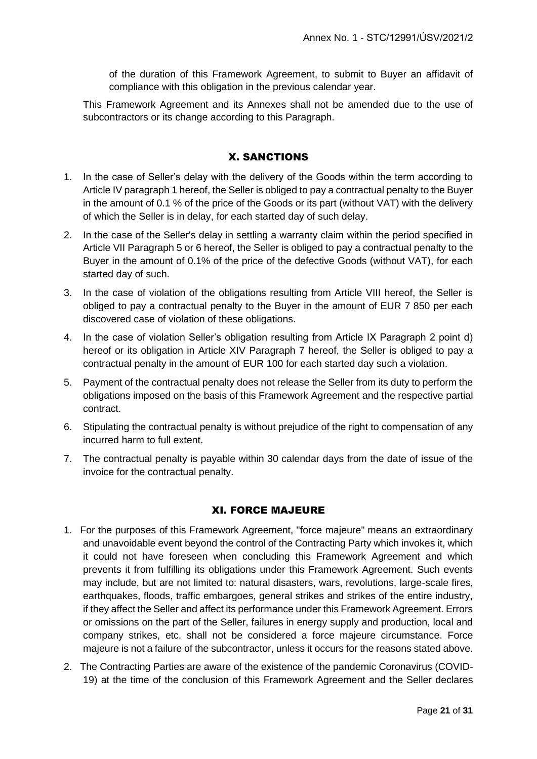of the duration of this Framework Agreement, to submit to Buyer an affidavit of compliance with this obligation in the previous calendar year.

This Framework Agreement and its Annexes shall not be amended due to the use of subcontractors or its change according to this Paragraph.

## X. SANCTIONS

1. In the case of Seller's delay with the delivery of the Goods within the term according to Article IV paragraph 1 hereof, the Seller is obliged to pay a contractual penalty to the Buyer in the amount of 0.1 % of the price of the Goods or its part (without VAT) with the delivery of which the Seller is in delay, for each started day of such delay.
2. In the case of the Seller's delay in settling a warranty claim within the period specified in Article VII Paragraph 5 or 6 hereof, the Seller is obliged to pay a contractual penalty to the Buyer in the amount of 0.1% of the price of the defective Goods (without VAT), for each started day of such.
3. In the case of violation of the obligations resulting from Article VIII hereof, the Seller is obliged to pay a contractual penalty to the Buyer in the amount of EUR 7 850 per each discovered case of violation of these obligations.
4. In the case of violation Seller's obligation resulting from Article IX Paragraph 2 point d) hereof or its obligation in Article XIV Paragraph 7 hereof, the Seller is obliged to pay a contractual penalty in the amount of EUR 100 for each started day such a violation.
5. Payment of the contractual penalty does not release the Seller from its duty to perform the obligations imposed on the basis of this Framework Agreement and the respective partial contract.
6. Stipulating the contractual penalty is without prejudice of the right to compensation of any incurred harm to full extent.
7. The contractual penalty is payable within 30 calendar days from the date of issue of the invoice for the contractual penalty.

## XI. FORCE MAJEURE

1. For the purposes of this Framework Agreement, "force majeure" means an extraordinary and unavoidable event beyond the control of the Contracting Party which invokes it, which it could not have foreseen when concluding this Framework Agreement and which prevents it from fulfilling its obligations under this Framework Agreement. Such events may include, but are not limited to: natural disasters, wars, revolutions, large-scale fires, earthquakes, floods, traffic embargoes, general strikes and strikes of the entire industry, if they affect the Seller and affect its performance under this Framework Agreement. Errors or omissions on the part of the Seller, failures in energy supply and production, local and company strikes, etc. shall not be considered a force majeure circumstance. Force majeure is not a failure of the subcontractor, unless it occurs for the reasons stated above.
2. The Contracting Parties are aware of the existence of the pandemic Coronavirus (COVID-19) at the time of the conclusion of this Framework Agreement and the Seller declares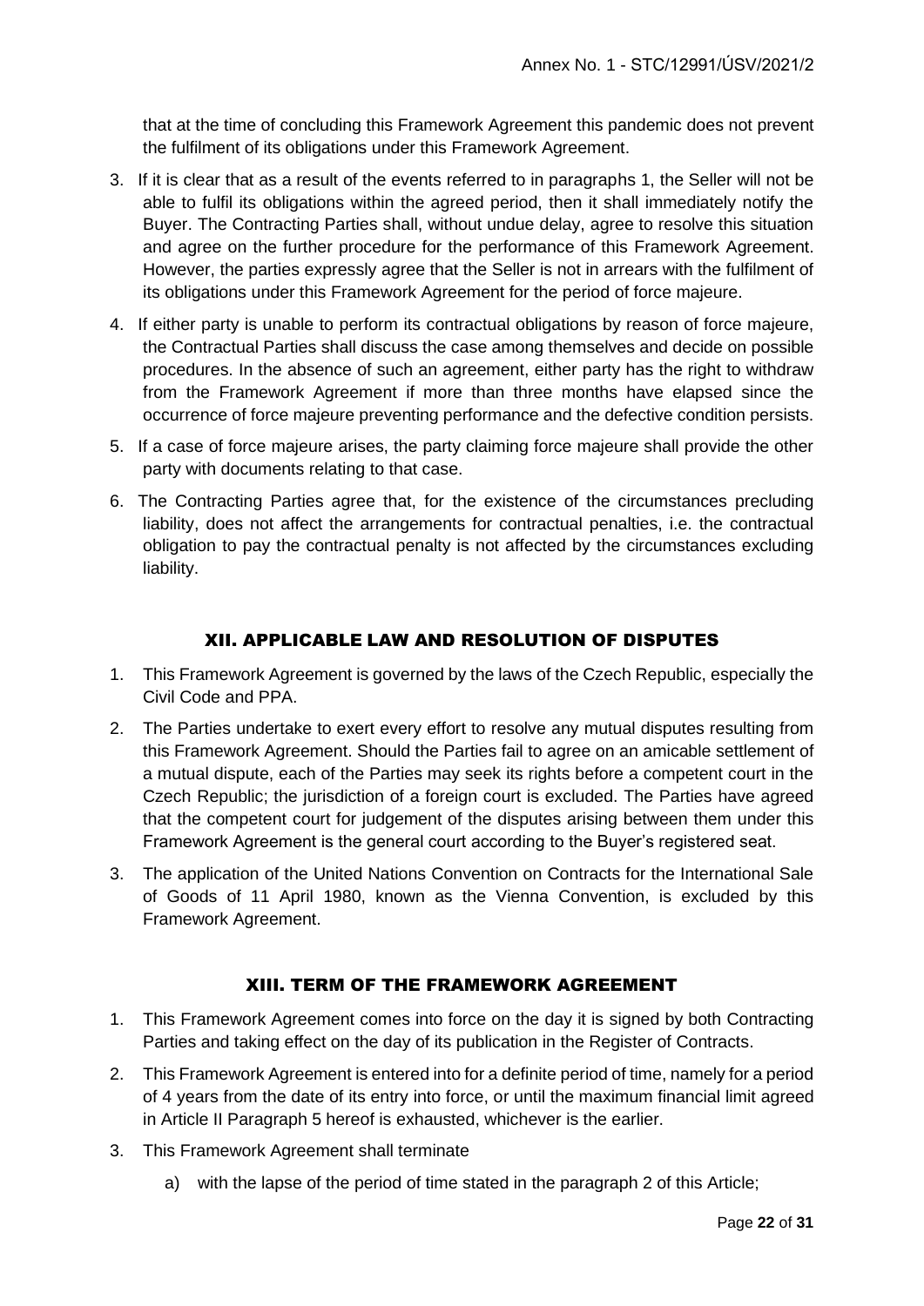that at the time of concluding this Framework Agreement this pandemic does not prevent the fulfilment of its obligations under this Framework Agreement.

3. If it is clear that as a result of the events referred to in paragraphs 1, the Seller will not be able to fulfil its obligations within the agreed period, then it shall immediately notify the Buyer. The Contracting Parties shall, without undue delay, agree to resolve this situation and agree on the further procedure for the performance of this Framework Agreement. However, the parties expressly agree that the Seller is not in arrears with the fulfilment of its obligations under this Framework Agreement for the period of force majeure.
4. If either party is unable to perform its contractual obligations by reason of force majeure, the Contractual Parties shall discuss the case among themselves and decide on possible procedures. In the absence of such an agreement, either party has the right to withdraw from the Framework Agreement if more than three months have elapsed since the occurrence of force majeure preventing performance and the defective condition persists.
5. If a case of force majeure arises, the party claiming force majeure shall provide the other party with documents relating to that case.
6. The Contracting Parties agree that, for the existence of the circumstances precluding liability, does not affect the arrangements for contractual penalties, i.e. the contractual obligation to pay the contractual penalty is not affected by the circumstances excluding liability.

## XII. APPLICABLE LAW AND RESOLUTION OF DISPUTES

1. This Framework Agreement is governed by the laws of the Czech Republic, especially the Civil Code and PPA.
2. The Parties undertake to exert every effort to resolve any mutual disputes resulting from this Framework Agreement. Should the Parties fail to agree on an amicable settlement of a mutual dispute, each of the Parties may seek its rights before a competent court in the Czech Republic; the jurisdiction of a foreign court is excluded. The Parties have agreed that the competent court for judgement of the disputes arising between them under this Framework Agreement is the general court according to the Buyer's registered seat.
3. The application of the United Nations Convention on Contracts for the International Sale of Goods of 11 April 1980, known as the Vienna Convention, is excluded by this Framework Agreement.

## XIII. TERM OF THE FRAMEWORK AGREEMENT

1. This Framework Agreement comes into force on the day it is signed by both Contracting Parties and taking effect on the day of its publication in the Register of Contracts.
2. This Framework Agreement is entered into for a definite period of time, namely for a period of 4 years from the date of its entry into force, or until the maximum financial limit agreed in Article II Paragraph 5 hereof is exhausted, whichever is the earlier.
3. This Framework Agreement shall terminate
   a) with the lapse of the period of time stated in the paragraph 2 of this Article;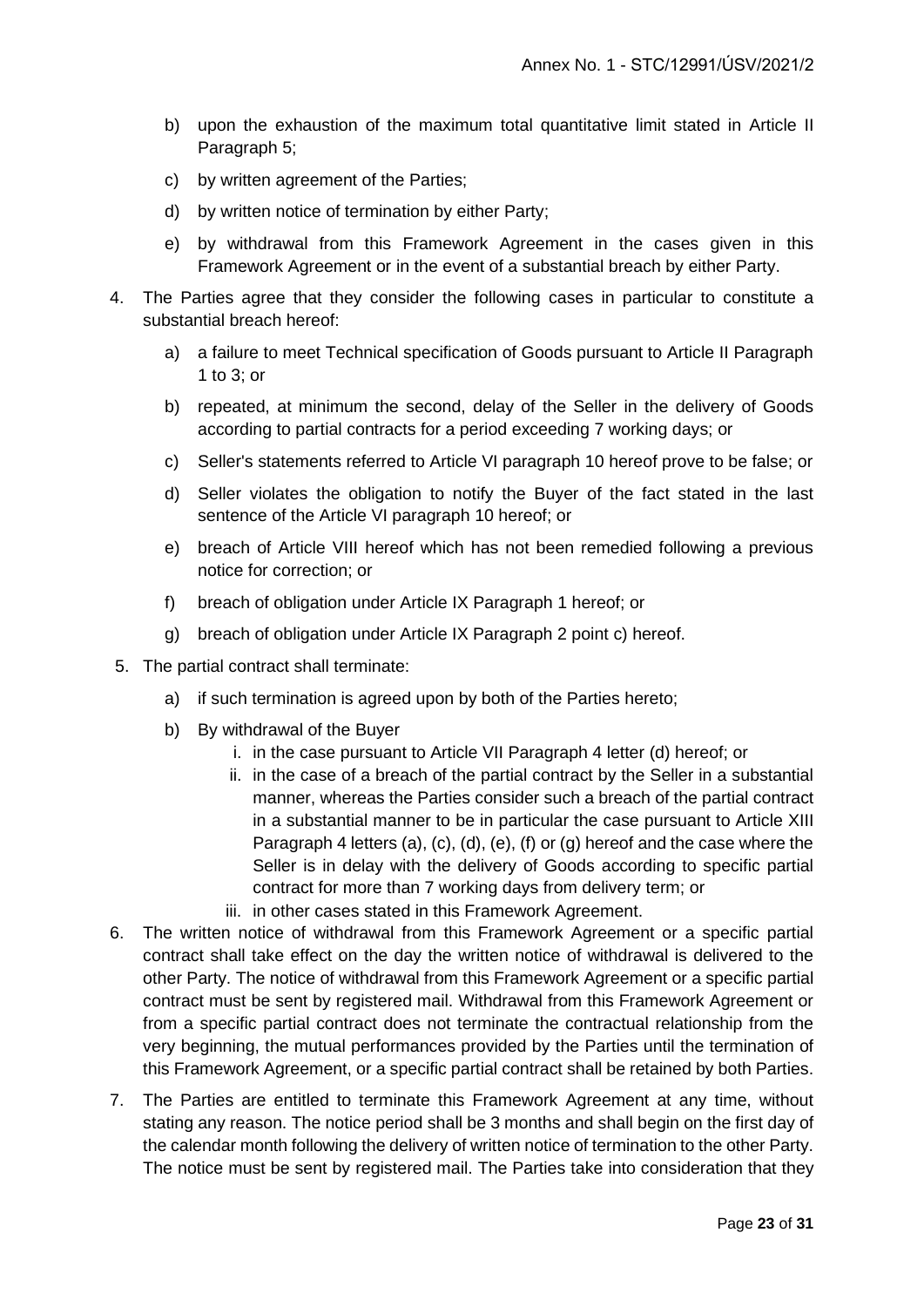b) upon the exhaustion of the maximum total quantitative limit stated in Article II Paragraph 5;

c) by written agreement of the Parties;

d) by written notice of termination by either Party;

e) by withdrawal from this Framework Agreement in the cases given in this Framework Agreement or in the event of a substantial breach by either Party.

4. The Parties agree that they consider the following cases in particular to constitute a substantial breach hereof:

   a) a failure to meet Technical specification of Goods pursuant to Article II Paragraph 1 to 3; or

   b) repeated, at minimum the second, delay of the Seller in the delivery of Goods according to partial contracts for a period exceeding 7 working days; or

   c) Seller's statements referred to Article VI paragraph 10 hereof prove to be false; or

   d) Seller violates the obligation to notify the Buyer of the fact stated in the last sentence of the Article VI paragraph 10 hereof; or

   e) breach of Article VIII hereof which has not been remedied following a previous notice for correction; or

   f) breach of obligation under Article IX Paragraph 1 hereof; or

   g) breach of obligation under Article IX Paragraph 2 point c) hereof.

5. The partial contract shall terminate:

   a) if such termination is agreed upon by both of the Parties hereto;

   b) By withdrawal of the Buyer

      i. in the case pursuant to Article VII Paragraph 4 letter (d) hereof; or

      ii. in the case of a breach of the partial contract by the Seller in a substantial manner, whereas the Parties consider such a breach of the partial contract in a substantial manner to be in particular the case pursuant to Article XIII Paragraph 4 letters (a), (c), (d), (e), (f) or (g) hereof and the case where the Seller is in delay with the delivery of Goods according to specific partial contract for more than 7 working days from delivery term; or

      iii. in other cases stated in this Framework Agreement.

6. The written notice of withdrawal from this Framework Agreement or a specific partial contract shall take effect on the day the written notice of withdrawal is delivered to the other Party. The notice of withdrawal from this Framework Agreement or a specific partial contract must be sent by registered mail. Withdrawal from this Framework Agreement or from a specific partial contract does not terminate the contractual relationship from the very beginning, the mutual performances provided by the Parties until the termination of this Framework Agreement, or a specific partial contract shall be retained by both Parties.

7. The Parties are entitled to terminate this Framework Agreement at any time, without stating any reason. The notice period shall be 3 months and shall begin on the first day of the calendar month following the delivery of written notice of termination to the other Party. The notice must be sent by registered mail. The Parties take into consideration that they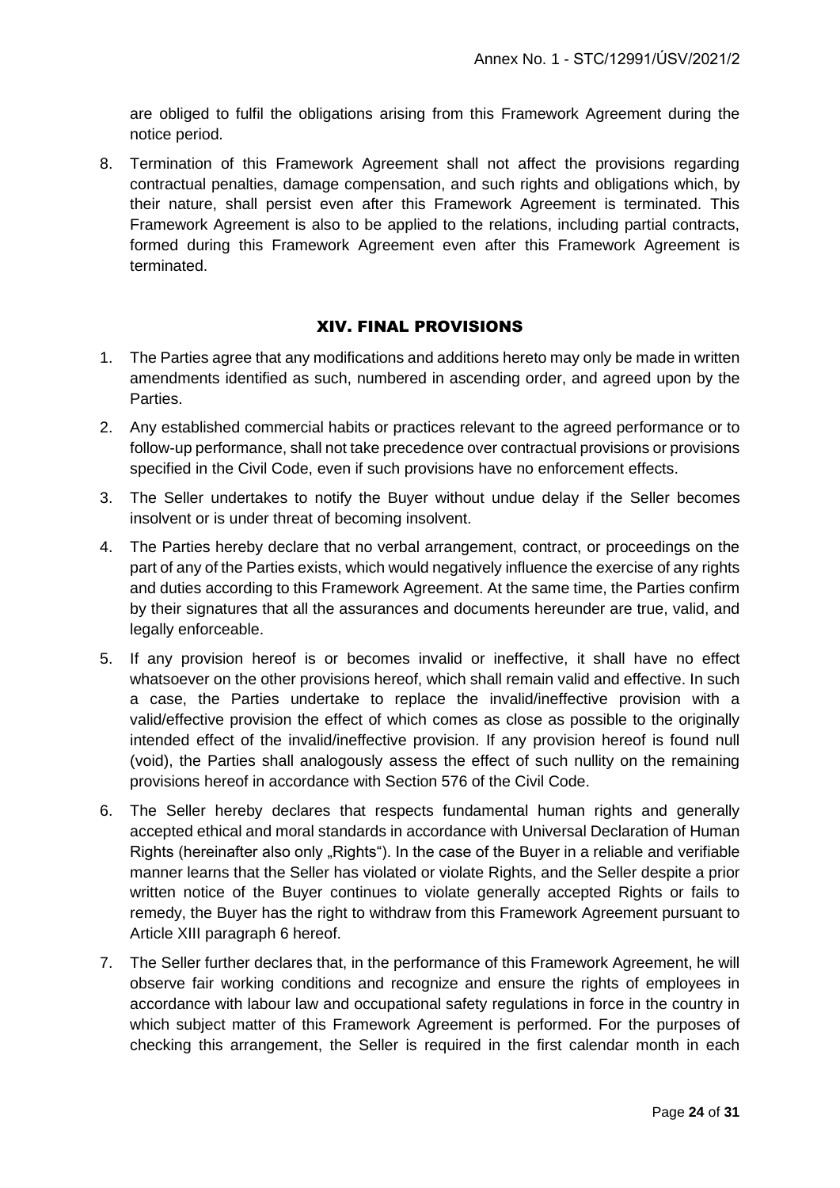are obliged to fulfil the obligations arising from this Framework Agreement during the notice period.

8. Termination of this Framework Agreement shall not affect the provisions regarding contractual penalties, damage compensation, and such rights and obligations which, by their nature, shall persist even after this Framework Agreement is terminated. This Framework Agreement is also to be applied to the relations, including partial contracts, formed during this Framework Agreement even after this Framework Agreement is terminated.

## XIV. FINAL PROVISIONS

1. The Parties agree that any modifications and additions hereto may only be made in written amendments identified as such, numbered in ascending order, and agreed upon by the Parties.
2. Any established commercial habits or practices relevant to the agreed performance or to follow-up performance, shall not take precedence over contractual provisions or provisions specified in the Civil Code, even if such provisions have no enforcement effects.
3. The Seller undertakes to notify the Buyer without undue delay if the Seller becomes insolvent or is under threat of becoming insolvent.
4. The Parties hereby declare that no verbal arrangement, contract, or proceedings on the part of any of the Parties exists, which would negatively influence the exercise of any rights and duties according to this Framework Agreement. At the same time, the Parties confirm by their signatures that all the assurances and documents hereunder are true, valid, and legally enforceable.
5. If any provision hereof is or becomes invalid or ineffective, it shall have no effect whatsoever on the other provisions hereof, which shall remain valid and effective. In such a case, the Parties undertake to replace the invalid/ineffective provision with a valid/effective provision the effect of which comes as close as possible to the originally intended effect of the invalid/ineffective provision. If any provision hereof is found null (void), the Parties shall analogously assess the effect of such nullity on the remaining provisions hereof in accordance with Section 576 of the Civil Code.
6. The Seller hereby declares that respects fundamental human rights and generally accepted ethical and moral standards in accordance with Universal Declaration of Human Rights (hereinafter also only „Rights“). In the case of the Buyer in a reliable and verifiable manner learns that the Seller has violated or violate Rights, and the Seller despite a prior written notice of the Buyer continues to violate generally accepted Rights or fails to remedy, the Buyer has the right to withdraw from this Framework Agreement pursuant to Article XIII paragraph 6 hereof.
7. The Seller further declares that, in the performance of this Framework Agreement, he will observe fair working conditions and recognize and ensure the rights of employees in accordance with labour law and occupational safety regulations in force in the country in which subject matter of this Framework Agreement is performed. For the purposes of checking this arrangement, the Seller is required in the first calendar month in each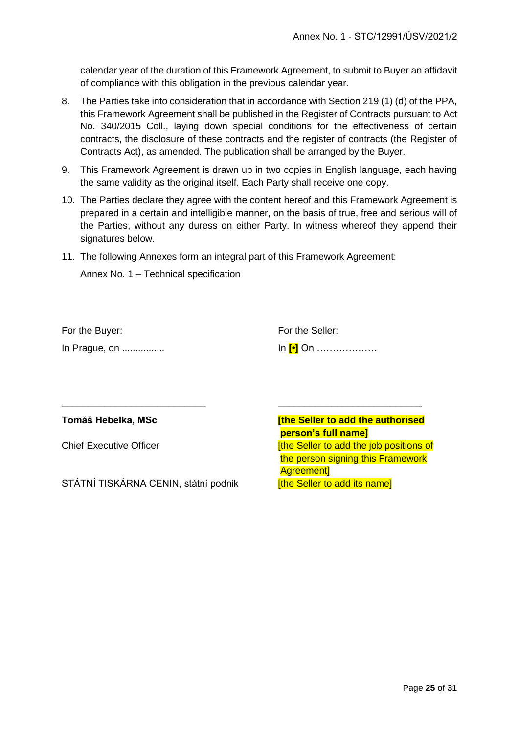calendar year of the duration of this Framework Agreement, to submit to Buyer an affidavit of compliance with this obligation in the previous calendar year.

8. The Parties take into consideration that in accordance with Section 219 (1) (d) of the PPA, this Framework Agreement shall be published in the Register of Contracts pursuant to Act No. 340/2015 Coll., laying down special conditions for the effectiveness of certain contracts, the disclosure of these contracts and the register of contracts (the Register of Contracts Act), as amended. The publication shall be arranged by the Buyer.
9. This Framework Agreement is drawn up in two copies in English language, each having the same validity as the original itself. Each Party shall receive one copy.
10. The Parties declare they agree with the content hereof and this Framework Agreement is prepared in a certain and intelligible manner, on the basis of true, free and serious will of the Parties, without any duress on either Party. In witness whereof they append their signatures below.
11. The following Annexes form an integral part of this Framework Agreement:

    Annex No. 1 – Technical specification

| For the Buyer: | For the Seller: |
| --- | --- |
| In Prague, on ................ | In **[•]** On ………………. |
| _____________________________ | _____________________________ |
| **Tomáš Hebelka, MSc** | **[the Seller to add the authorised person's full name]** |
| Chief Executive Officer | [the Seller to add the job positions of the person signing this Framework Agreement] |
| STÁTNÍ TISKÁRNA CENIN, státní podnik | [the Seller to add its name] |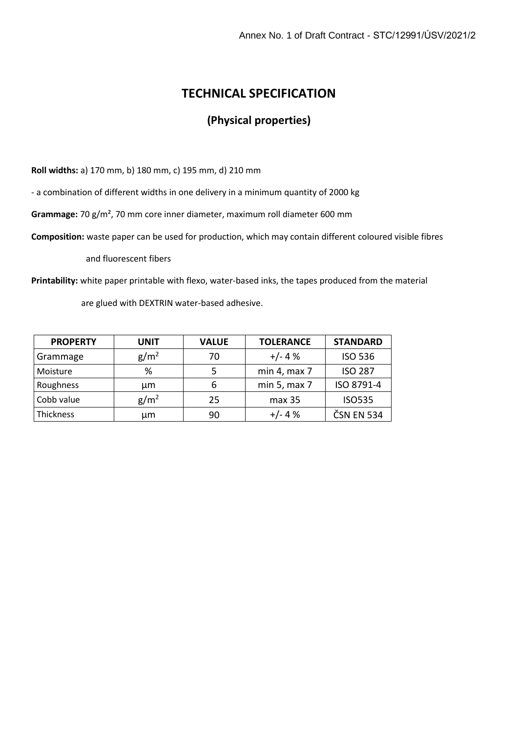Annex No. 1 of Draft Contract - STC/12991/ÚSV/2021/2

# TECHNICAL SPECIFICATION

## (Physical properties)

**Roll widths:** a) 170 mm, b) 180 mm, c) 195 mm, d) 210 mm

- a combination of different widths in one delivery in a minimum quantity of 2000 kg

**Grammage:** 70 g/m², 70 mm core inner diameter, maximum roll diameter 600 mm

**Composition:** waste paper can be used for production, which may contain different coloured visible fibres and fluorescent fibers

**Printability:** white paper printable with flexo, water-based inks, the tapes produced from the material are glued with DEXTRIN water-based adhesive.

| PROPERTY | UNIT | VALUE | TOLERANCE | STANDARD |
|---|---|---|---|---|
| Grammage | $g/m^2$ | 70 | +/- 4 % | ISO 536 |
| Moisture | % | 5 | min 4, max 7 | ISO 287 |
| Roughness | µm | 6 | min 5, max 7 | ISO 8791-4 |
| Cobb value | $g/m^2$ | 25 | max 35 | ISO535 |
| Thickness | µm | 90 | +/- 4 % | ČSN EN 534 |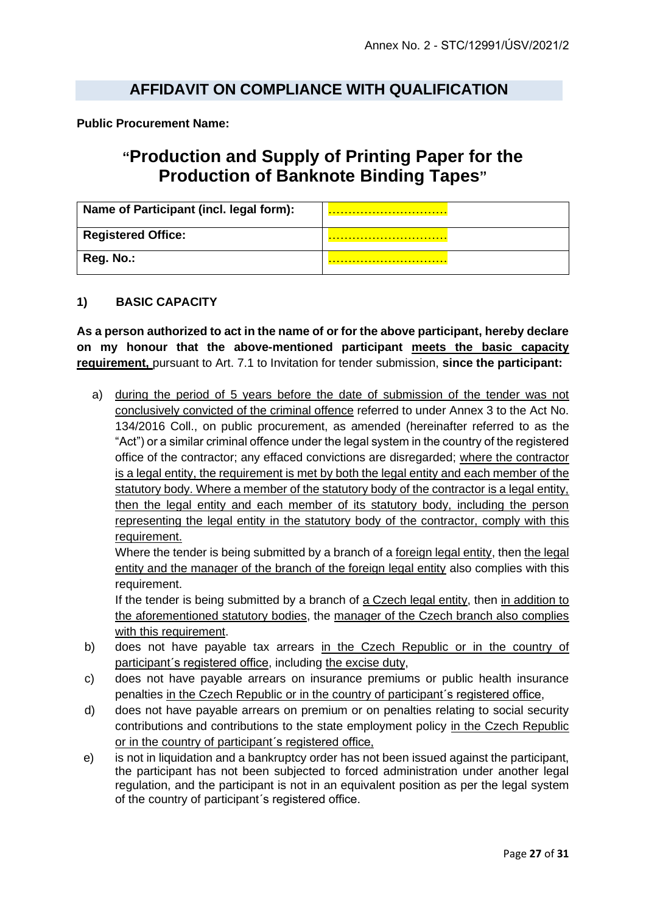Annex No. 2 - STC/12991/ÚSV/2021/2

# AFFIDAVIT ON COMPLIANCE WITH QUALIFICATION

**Public Procurement Name:**

## "Production and Supply of Printing Paper for the Production of Banknote Binding Tapes"

| Name of Participant (incl. legal form): | ………………………… |
|---|---|
| Registered Office: | ………………………… |
| Reg. No.: | ………………………… |

### 1) BASIC CAPACITY

**As a person authorized to act in the name of or for the above participant, hereby declare on my honour that the above-mentioned participant meets the basic capacity requirement,** pursuant to Art. 7.1 to Invitation for tender submission, **since the participant:**

a) during the period of 5 years before the date of submission of the tender was not conclusively convicted of the criminal offence referred to under Annex 3 to the Act No. 134/2016 Coll., on public procurement, as amended (hereinafter referred to as the "Act") or a similar criminal offence under the legal system in the country of the registered office of the contractor; any effaced convictions are disregarded; where the contractor is a legal entity, the requirement is met by both the legal entity and each member of the statutory body. Where a member of the statutory body of the contractor is a legal entity, then the legal entity and each member of its statutory body, including the person representing the legal entity in the statutory body of the contractor, comply with this requirement.

   Where the tender is being submitted by a branch of a foreign legal entity, then the legal entity and the manager of the branch of the foreign legal entity also complies with this requirement.

   If the tender is being submitted by a branch of a Czech legal entity, then in addition to the aforementioned statutory bodies, the manager of the Czech branch also complies with this requirement.

b) does not have payable tax arrears in the Czech Republic or in the country of participant´s registered office, including the excise duty,

c) does not have payable arrears on insurance premiums or public health insurance penalties in the Czech Republic or in the country of participant´s registered office,

d) does not have payable arrears on premium or on penalties relating to social security contributions and contributions to the state employment policy in the Czech Republic or in the country of participant´s registered office,

e) is not in liquidation and a bankruptcy order has not been issued against the participant, the participant has not been subjected to forced administration under another legal regulation, and the participant is not in an equivalent position as per the legal system of the country of participant´s registered office.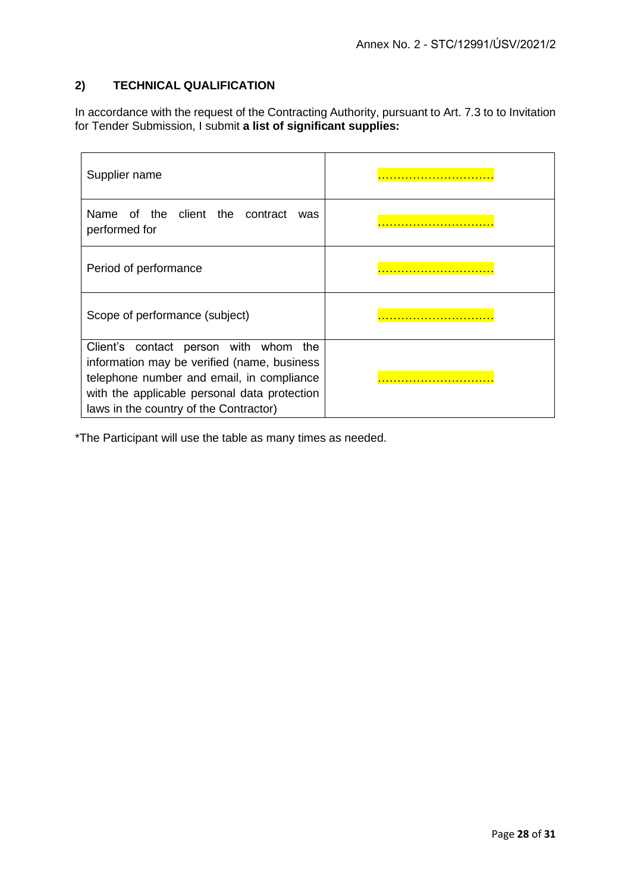## 2) TECHNICAL QUALIFICATION

In accordance with the request of the Contracting Authority, pursuant to Art. 7.3 to to Invitation for Tender Submission, I submit **a list of significant supplies:**

| | |
|---|---|
| Supplier name | ………………………… |
| Name of the client the contract was performed for | ………………………… |
| Period of performance | ………………………… |
| Scope of performance (subject) | ………………………… |
| Client's contact person with whom the information may be verified (name, business telephone number and email, in compliance with the applicable personal data protection laws in the country of the Contractor) | ………………………… |

*The Participant will use the table as many times as needed.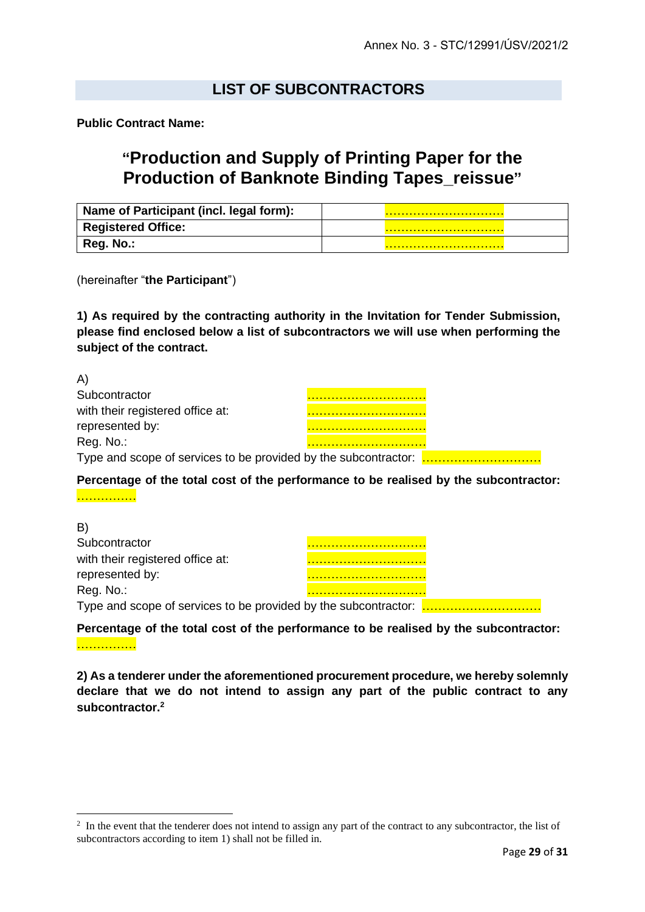## LIST OF SUBCONTRACTORS

**Public Contract Name:**

# "Production and Supply of Printing Paper for the Production of Banknote Binding Tapes_reissue"

| **Name of Participant (incl. legal form):** | ………………………… |
|---|---|
| **Registered Office:** | ………………………… |
| **Reg. No.:** | ………………………… |

(hereinafter "**the Participant**")

**1) As required by the contracting authority in the Invitation for Tender Submission, please find enclosed below a list of subcontractors we will use when performing the subject of the contract.**

A)
Subcontractor …………………………
with their registered office at: …………………………
represented by: …………………………
Reg. No.: …………………………
Type and scope of services to be provided by the subcontractor: …………………………

**Percentage of the total cost of the performance to be realised by the subcontractor:** ……………

B)
Subcontractor …………………………
with their registered office at: …………………………
represented by: …………………………
Reg. No.: …………………………
Type and scope of services to be provided by the subcontractor: …………………………

**Percentage of the total cost of the performance to be realised by the subcontractor:** ……………

**2) As a tenderer under the aforementioned procurement procedure, we hereby solemnly declare that we do not intend to assign any part of the public contract to any subcontractor.**[2]

[2] In the event that the tenderer does not intend to assign any part of the contract to any subcontractor, the list of subcontractors according to item 1) shall not be filled in.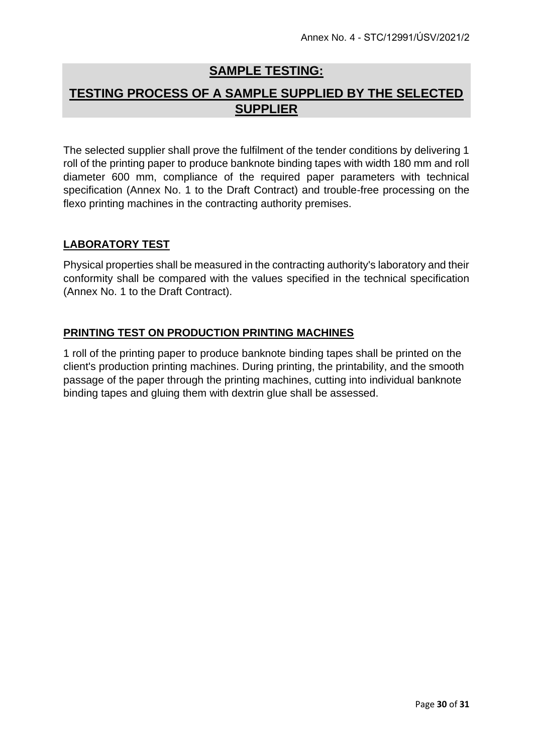# **SAMPLE TESTING:**

# **TESTING PROCESS OF A SAMPLE SUPPLIED BY THE SELECTED SUPPLIER**

The selected supplier shall prove the fulfilment of the tender conditions by delivering 1 roll of the printing paper to produce banknote binding tapes with width 180 mm and roll diameter 600 mm, compliance of the required paper parameters with technical specification (Annex No. 1 to the Draft Contract) and trouble-free processing on the flexo printing machines in the contracting authority premises.

## **LABORATORY TEST**

Physical properties shall be measured in the contracting authority's laboratory and their conformity shall be compared with the values specified in the technical specification (Annex No. 1 to the Draft Contract).

## **PRINTING TEST ON PRODUCTION PRINTING MACHINES**

1 roll of the printing paper to produce banknote binding tapes shall be printed on the client's production printing machines. During printing, the printability, and the smooth passage of the paper through the printing machines, cutting into individual banknote binding tapes and gluing them with dextrin glue shall be assessed.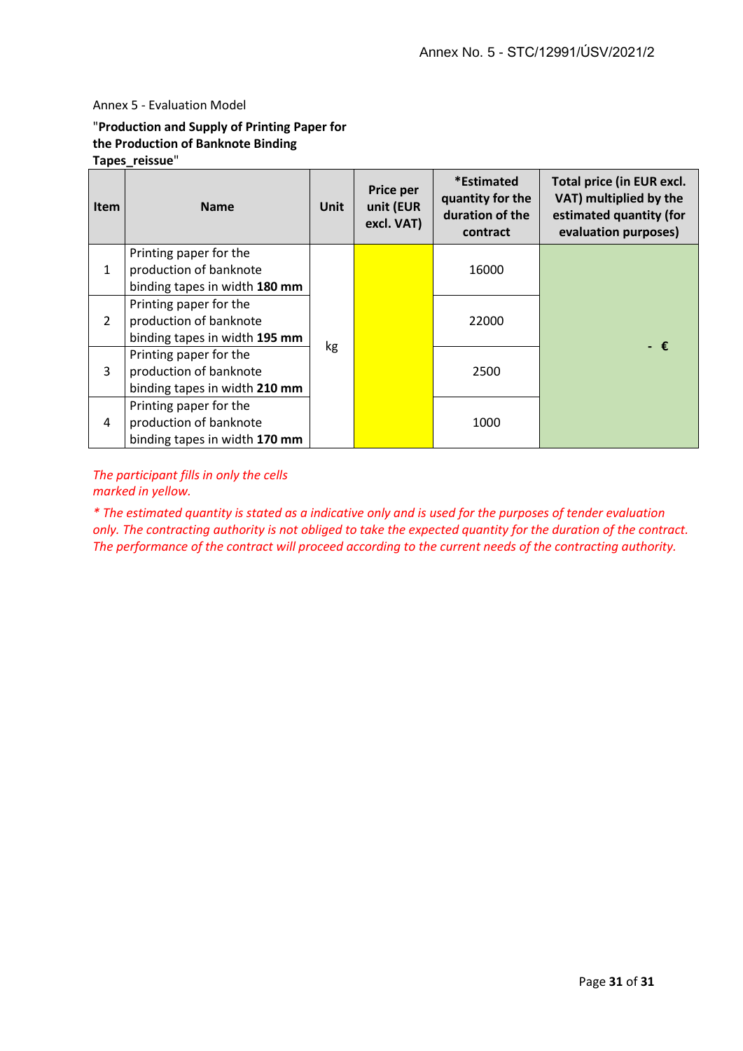Annex 5 - Evaluation Model

"**Production and Supply of Printing Paper for the Production of Banknote Binding Tapes_reissue**"

| Item | Name | Unit | Price per unit (EUR excl. VAT) | *Estimated quantity for the duration of the contract | Total price (in EUR excl. VAT) multiplied by the estimated quantity (for evaluation purposes) |
|---|---|---|---|---|---|
| 1 | Printing paper for the production of banknote binding tapes in width **180 mm** | kg | | 16000 | - € |
| 2 | Printing paper for the production of banknote binding tapes in width **195 mm** | | | 22000 | |
| 3 | Printing paper for the production of banknote binding tapes in width **210 mm** | | | 2500 | |
| 4 | Printing paper for the production of banknote binding tapes in width **170 mm** | | | 1000 | |

*The participant fills in only the cells marked in yellow.*

*\* The estimated quantity is stated as a indicative only and is used for the purposes of tender evaluation only. The contracting authority is not obliged to take the expected quantity for the duration of the contract. The performance of the contract will proceed according to the current needs of the contracting authority.*